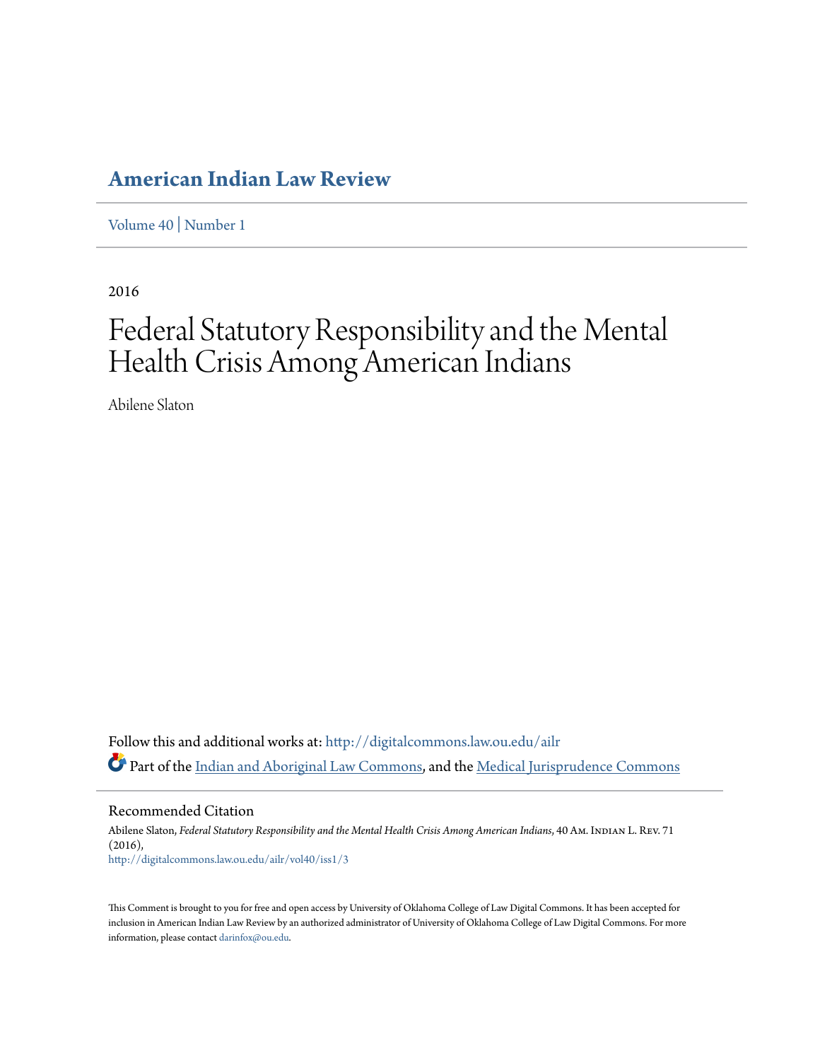# American Indian Law Review

Volume 40 | Number 1

2016

# Federal Statutory Responsibility and the Mental Health Crisis Among American Indians

Abilene Slaton

Follow this and additional works at: http://digitalcommons.law.ou.edu/ailr

Part of the Indian and Aboriginal Law Commons, and the Medical Jurisprudence Commons

## Recommended Citation

Abilene Slaton, *Federal Statutory Responsibility and the Mental Health Crisis Among American Indians*, 40 Am. Indian L. Rev. 71 (2016),
http://digitalcommons.law.ou.edu/ailr/vol40/iss1/3

This Comment is brought to you for free and open access by University of Oklahoma College of Law Digital Commons. It has been accepted for inclusion in American Indian Law Review by an authorized administrator of University of Oklahoma College of Law Digital Commons. For more information, please contact darinfox@ou.edu.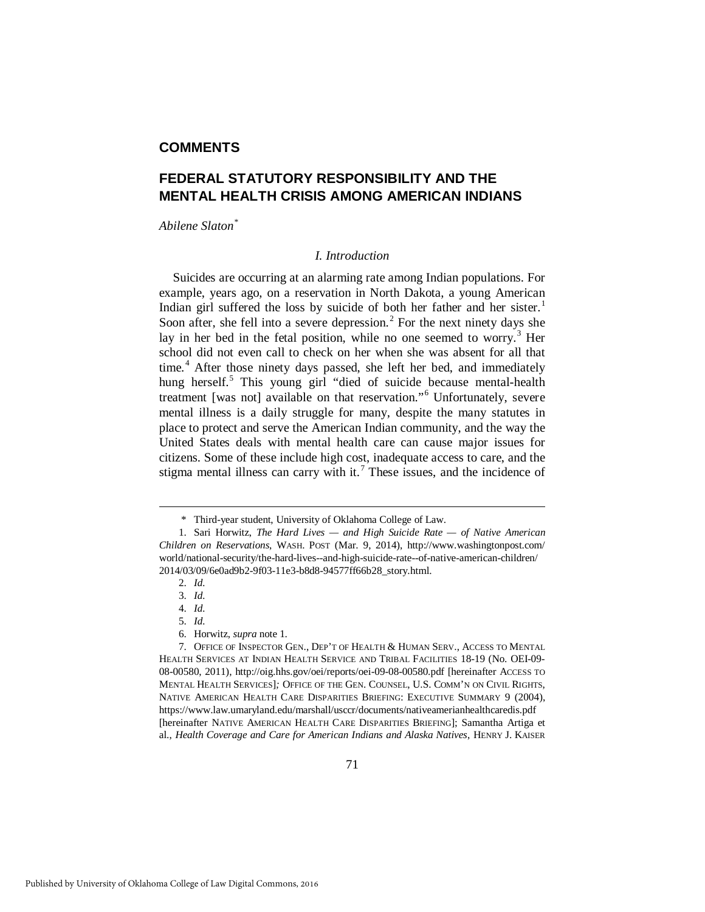## COMMENTS

# FEDERAL STATUTORY RESPONSIBILITY AND THE MENTAL HEALTH CRISIS AMONG AMERICAN INDIANS

*Abilene Slaton*[*]

### *I. Introduction*

Suicides are occurring at an alarming rate among Indian populations. For example, years ago, on a reservation in North Dakota, a young American Indian girl suffered the loss by suicide of both her father and her sister.[1] Soon after, she fell into a severe depression.[2] For the next ninety days she lay in her bed in the fetal position, while no one seemed to worry.[3] Her school did not even call to check on her when she was absent for all that time.[4] After those ninety days passed, she left her bed, and immediately hung herself.[5] This young girl "died of suicide because mental-health treatment [was not] available on that reservation."[6] Unfortunately, severe mental illness is a daily struggle for many, despite the many statutes in place to protect and serve the American Indian community, and the way the United States deals with mental health care can cause major issues for citizens. Some of these include high cost, inadequate access to care, and the stigma mental illness can carry with it.[7] These issues, and the incidence of

---

\* Third-year student, University of Oklahoma College of Law.

1. Sari Horwitz, *The Hard Lives — and High Suicide Rate — of Native American Children on Reservations*, WASH. POST (Mar. 9, 2014), http://www.washingtonpost.com/world/national-security/the-hard-lives--and-high-suicide-rate--of-native-american-children/2014/03/09/6e0ad9b2-9f03-11e3-b8d8-94577ff66b28_story.html.

2. *Id.*

3. *Id.*

4. *Id.*

5. *Id.*

6. Horwitz, *supra* note 1.

7. OFFICE OF INSPECTOR GEN., DEP'T OF HEALTH & HUMAN SERV., ACCESS TO MENTAL HEALTH SERVICES AT INDIAN HEALTH SERVICE AND TRIBAL FACILITIES 18-19 (No. OEI-09-08-00580, 2011), http://oig.hhs.gov/oei/reports/oei-09-08-00580.pdf [hereinafter ACCESS TO MENTAL HEALTH SERVICES]*;* OFFICE OF THE GEN. COUNSEL, U.S. COMM'N ON CIVIL RIGHTS, NATIVE AMERICAN HEALTH CARE DISPARITIES BRIEFING: EXECUTIVE SUMMARY 9 (2004), https://www.law.umaryland.edu/marshall/usccr/documents/nativeamerianhealthcaredis.pdf [hereinafter NATIVE AMERICAN HEALTH CARE DISPARITIES BRIEFING]; Samantha Artiga et al., *Health Coverage and Care for American Indians and Alaska Natives*, HENRY J. KAISER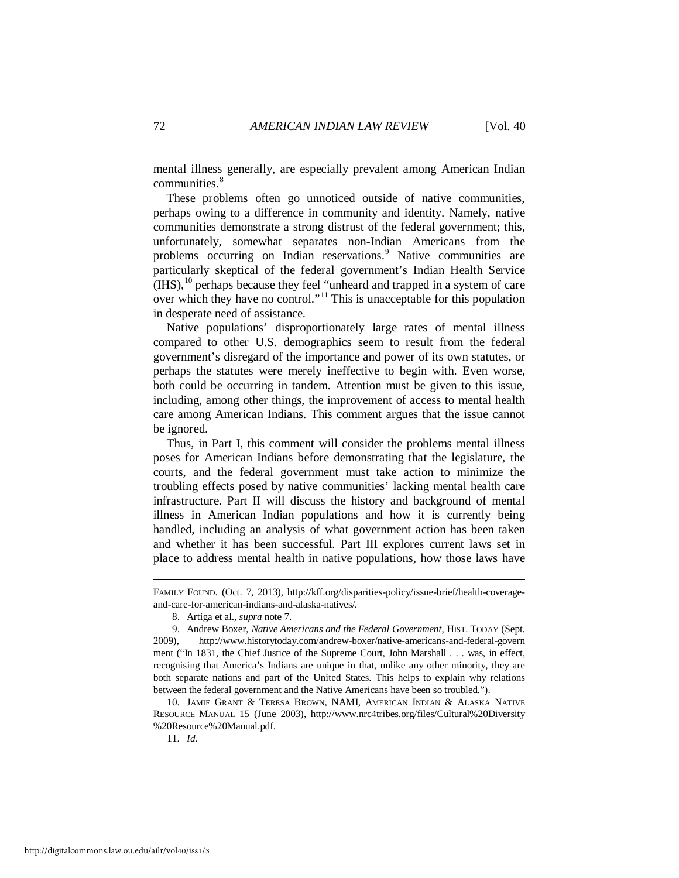mental illness generally, are especially prevalent among American Indian communities.[8]

These problems often go unnoticed outside of native communities, perhaps owing to a difference in community and identity. Namely, native communities demonstrate a strong distrust of the federal government; this, unfortunately, somewhat separates non-Indian Americans from the problems occurring on Indian reservations.[9] Native communities are particularly skeptical of the federal government's Indian Health Service (IHS),[10] perhaps because they feel "unheard and trapped in a system of care over which they have no control."[11] This is unacceptable for this population in desperate need of assistance.

Native populations' disproportionately large rates of mental illness compared to other U.S. demographics seem to result from the federal government's disregard of the importance and power of its own statutes, or perhaps the statutes were merely ineffective to begin with. Even worse, both could be occurring in tandem. Attention must be given to this issue, including, among other things, the improvement of access to mental health care among American Indians. This comment argues that the issue cannot be ignored.

Thus, in Part I, this comment will consider the problems mental illness poses for American Indians before demonstrating that the legislature, the courts, and the federal government must take action to minimize the troubling effects posed by native communities' lacking mental health care infrastructure. Part II will discuss the history and background of mental illness in American Indian populations and how it is currently being handled, including an analysis of what government action has been taken and whether it has been successful. Part III explores current laws set in place to address mental health in native populations, how those laws have

---

FAMILY FOUND. (Oct. 7, 2013), http://kff.org/disparities-policy/issue-brief/health-coverage-and-care-for-american-indians-and-alaska-natives/.

8. Artiga et al., *supra* note 7.

9. Andrew Boxer, *Native Americans and the Federal Government*, HIST. TODAY (Sept. 2009), http://www.historytoday.com/andrew-boxer/native-americans-and-federal-government ("In 1831, the Chief Justice of the Supreme Court, John Marshall . . . was, in effect, recognising that America's Indians are unique in that, unlike any other minority, they are both separate nations and part of the United States. This helps to explain why relations between the federal government and the Native Americans have been so troubled.").

10. JAMIE GRANT & TERESA BROWN, NAMI, AMERICAN INDIAN & ALASKA NATIVE RESOURCE MANUAL 15 (June 2003), http://www.nrc4tribes.org/files/Cultural%20Diversity%20Resource%20Manual.pdf.

11. *Id.*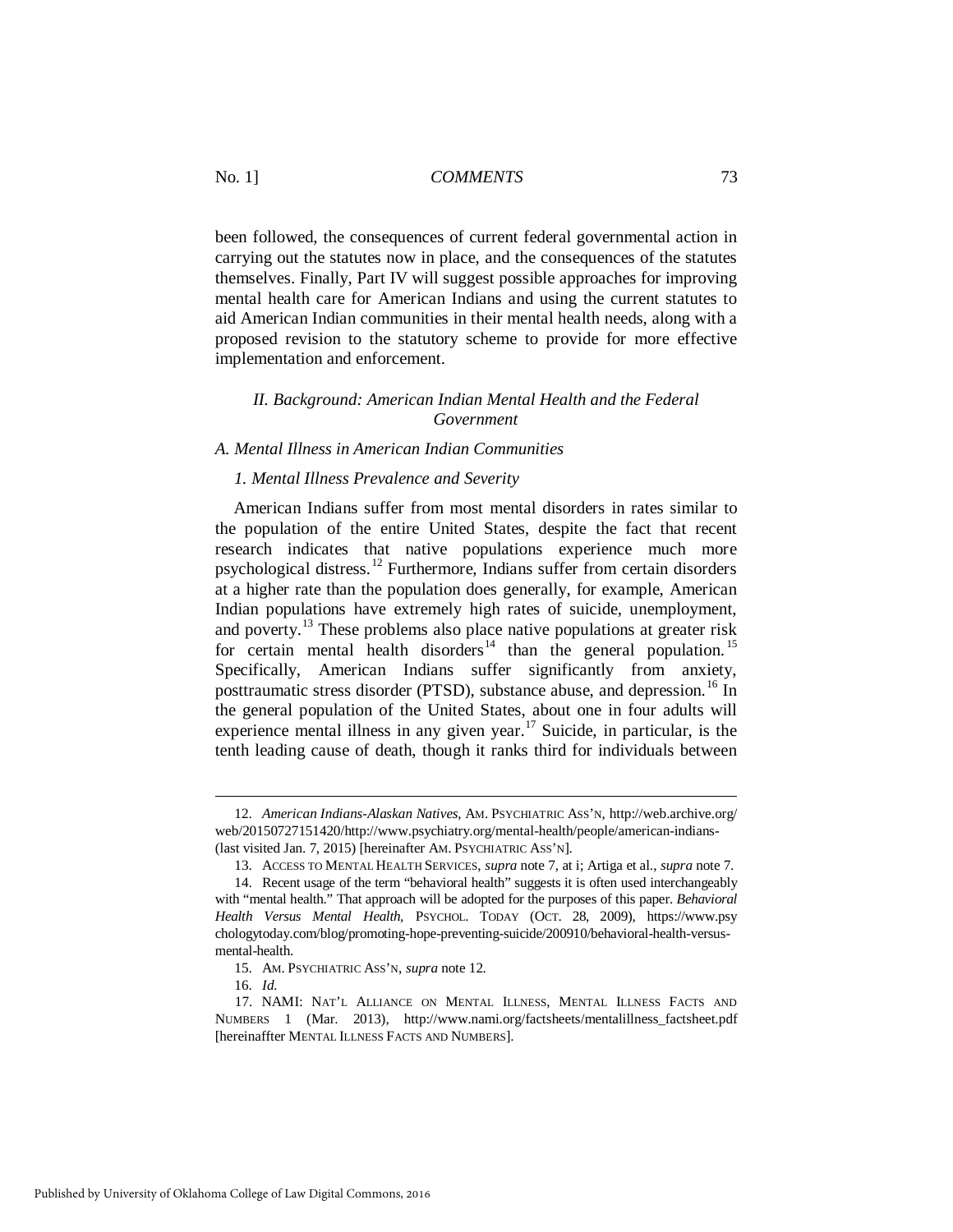been followed, the consequences of current federal governmental action in carrying out the statutes now in place, and the consequences of the statutes themselves. Finally, Part IV will suggest possible approaches for improving mental health care for American Indians and using the current statutes to aid American Indian communities in their mental health needs, along with a proposed revision to the statutory scheme to provide for more effective implementation and enforcement.

## *II. Background: American Indian Mental Health and the Federal Government*

### *A. Mental Illness in American Indian Communities*

#### *1. Mental Illness Prevalence and Severity*

American Indians suffer from most mental disorders in rates similar to the population of the entire United States, despite the fact that recent research indicates that native populations experience much more psychological distress.[12] Furthermore, Indians suffer from certain disorders at a higher rate than the population does generally, for example, American Indian populations have extremely high rates of suicide, unemployment, and poverty.[13] These problems also place native populations at greater risk for certain mental health disorders[14] than the general population.[15] Specifically, American Indians suffer significantly from anxiety, posttraumatic stress disorder (PTSD), substance abuse, and depression.[16] In the general population of the United States, about one in four adults will experience mental illness in any given year.[17] Suicide, in particular, is the tenth leading cause of death, though it ranks third for individuals between

---

12. *American Indians-Alaskan Natives*, AM. PSYCHIATRIC ASS'N, http://web.archive.org/web/20150727151420/http://www.psychiatry.org/mental-health/people/american-indians- (last visited Jan. 7, 2015) [hereinafter AM. PSYCHIATRIC ASS'N].

13. ACCESS TO MENTAL HEALTH SERVICES, *supra* note 7, at i; Artiga et al., *supra* note 7.

14. Recent usage of the term "behavioral health" suggests it is often used interchangeably with "mental health." That approach will be adopted for the purposes of this paper. *Behavioral Health Versus Mental Health*, PSYCHOL. TODAY (OCT. 28, 2009), https://www.psychologytoday.com/blog/promoting-hope-preventing-suicide/200910/behavioral-health-versus-mental-health.

15. AM. PSYCHIATRIC ASS'N, *supra* note 12.

16. *Id.*

17. NAMI: NAT'L ALLIANCE ON MENTAL ILLNESS, MENTAL ILLNESS FACTS AND NUMBERS 1 (Mar. 2013), http://www.nami.org/factsheets/mentalillness_factsheet.pdf [hereinaffter MENTAL ILLNESS FACTS AND NUMBERS].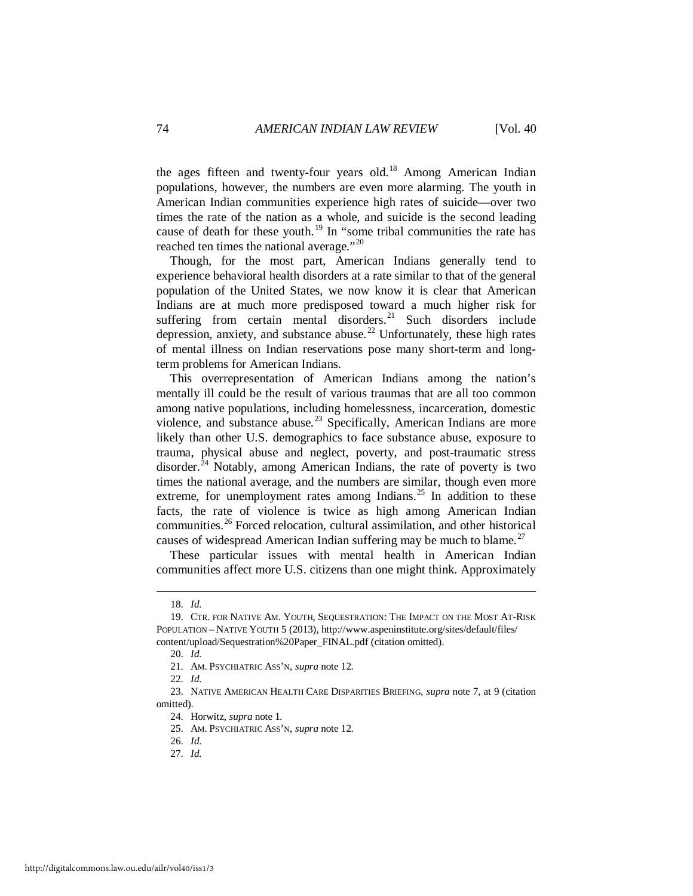the ages fifteen and twenty-four years old.[18] Among American Indian populations, however, the numbers are even more alarming. The youth in American Indian communities experience high rates of suicide—over two times the rate of the nation as a whole, and suicide is the second leading cause of death for these youth.[19] In "some tribal communities the rate has reached ten times the national average."[20]

Though, for the most part, American Indians generally tend to experience behavioral health disorders at a rate similar to that of the general population of the United States, we now know it is clear that American Indians are at much more predisposed toward a much higher risk for suffering from certain mental disorders.[21] Such disorders include depression, anxiety, and substance abuse.[22] Unfortunately, these high rates of mental illness on Indian reservations pose many short-term and long-term problems for American Indians.

This overrepresentation of American Indians among the nation's mentally ill could be the result of various traumas that are all too common among native populations, including homelessness, incarceration, domestic violence, and substance abuse.[23] Specifically, American Indians are more likely than other U.S. demographics to face substance abuse, exposure to trauma, physical abuse and neglect, poverty, and post-traumatic stress disorder.[24] Notably, among American Indians, the rate of poverty is two times the national average, and the numbers are similar, though even more extreme, for unemployment rates among Indians.[25] In addition to these facts, the rate of violence is twice as high among American Indian communities.[26] Forced relocation, cultural assimilation, and other historical causes of widespread American Indian suffering may be much to blame.[27]

These particular issues with mental health in American Indian communities affect more U.S. citizens than one might think. Approximately

---

18. *Id.*

19. CTR. FOR NATIVE AM. YOUTH, SEQUESTRATION: THE IMPACT ON THE MOST AT-RISK POPULATION – NATIVE YOUTH 5 (2013), http://www.aspeninstitute.org/sites/default/files/content/upload/Sequestration%20Paper_FINAL.pdf (citation omitted).

20. *Id.*

21. AM. PSYCHIATRIC ASS'N, *supra* note 12.

22. *Id.*

23. NATIVE AMERICAN HEALTH CARE DISPARITIES BRIEFING, *supra* note 7, at 9 (citation omitted).

24. Horwitz, *supra* note 1.

25. AM. PSYCHIATRIC ASS'N, *supra* note 12.

26. *Id.*

27. *Id.*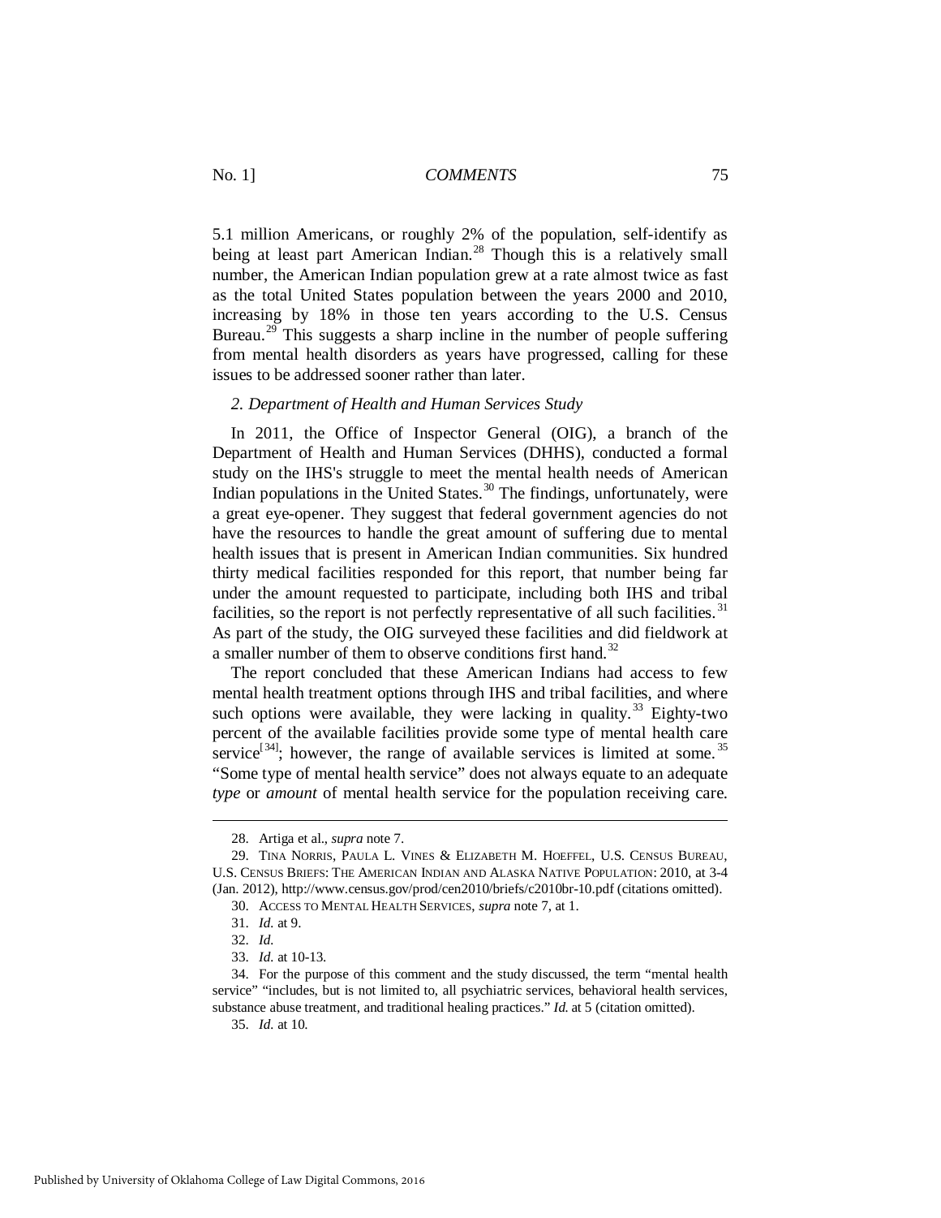5.1 million Americans, or roughly 2% of the population, self-identify as being at least part American Indian.[28] Though this is a relatively small number, the American Indian population grew at a rate almost twice as fast as the total United States population between the years 2000 and 2010, increasing by 18% in those ten years according to the U.S. Census Bureau.[29] This suggests a sharp incline in the number of people suffering from mental health disorders as years have progressed, calling for these issues to be addressed sooner rather than later.

*2. Department of Health and Human Services Study*

In 2011, the Office of Inspector General (OIG), a branch of the Department of Health and Human Services (DHHS), conducted a formal study on the IHS's struggle to meet the mental health needs of American Indian populations in the United States.[30] The findings, unfortunately, were a great eye-opener. They suggest that federal government agencies do not have the resources to handle the great amount of suffering due to mental health issues that is present in American Indian communities. Six hundred thirty medical facilities responded for this report, that number being far under the amount requested to participate, including both IHS and tribal facilities, so the report is not perfectly representative of all such facilities.[31] As part of the study, the OIG surveyed these facilities and did fieldwork at a smaller number of them to observe conditions first hand.[32]

The report concluded that these American Indians had access to few mental health treatment options through IHS and tribal facilities, and where such options were available, they were lacking in quality.[33] Eighty-two percent of the available facilities provide some type of mental health care service[[34]]; however, the range of available services is limited at some.[35] "Some type of mental health service" does not always equate to an adequate *type* or *amount* of mental health service for the population receiving care.

---

28. Artiga et al., *supra* note 7.

29. TINA NORRIS, PAULA L. VINES & ELIZABETH M. HOEFFEL, U.S. CENSUS BUREAU, U.S. CENSUS BRIEFS: THE AMERICAN INDIAN AND ALASKA NATIVE POPULATION: 2010, at 3-4 (Jan. 2012), http://www.census.gov/prod/cen2010/briefs/c2010br-10.pdf (citations omitted).

30. ACCESS TO MENTAL HEALTH SERVICES, *supra* note 7, at 1.

31. *Id.* at 9.

32. *Id.*

33. *Id.* at 10-13.

34. For the purpose of this comment and the study discussed, the term "mental health service" "includes, but is not limited to, all psychiatric services, behavioral health services, substance abuse treatment, and traditional healing practices." *Id.* at 5 (citation omitted).

35. *Id.* at 10.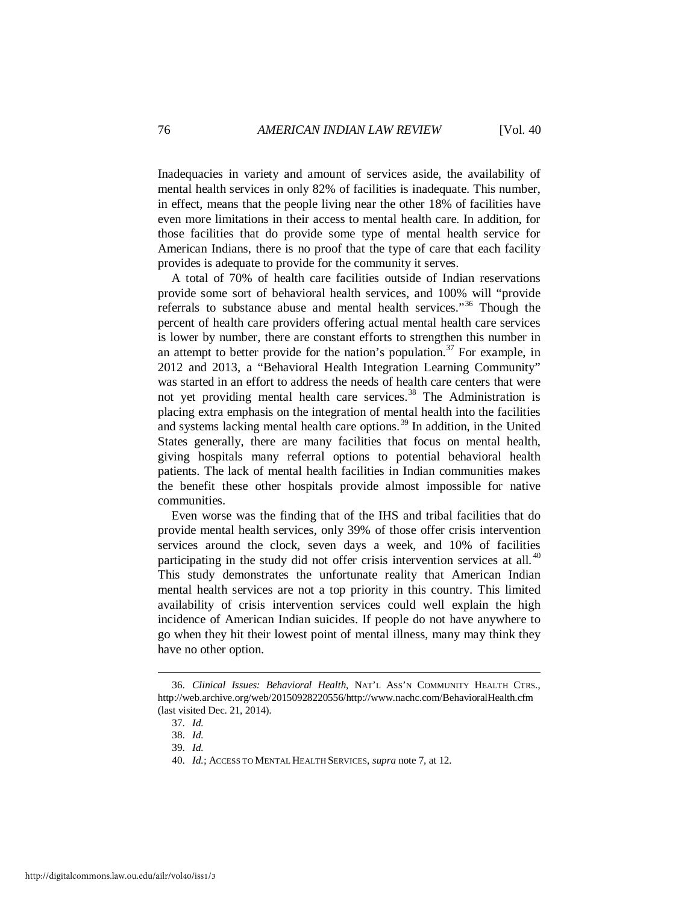Inadequacies in variety and amount of services aside, the availability of mental health services in only 82% of facilities is inadequate. This number, in effect, means that the people living near the other 18% of facilities have even more limitations in their access to mental health care. In addition, for those facilities that do provide some type of mental health service for American Indians, there is no proof that the type of care that each facility provides is adequate to provide for the community it serves.

A total of 70% of health care facilities outside of Indian reservations provide some sort of behavioral health services, and 100% will "provide referrals to substance abuse and mental health services."[36] Though the percent of health care providers offering actual mental health care services is lower by number, there are constant efforts to strengthen this number in an attempt to better provide for the nation's population.[37] For example, in 2012 and 2013, a "Behavioral Health Integration Learning Community" was started in an effort to address the needs of health care centers that were not yet providing mental health care services.[38] The Administration is placing extra emphasis on the integration of mental health into the facilities and systems lacking mental health care options.[39] In addition, in the United States generally, there are many facilities that focus on mental health, giving hospitals many referral options to potential behavioral health patients. The lack of mental health facilities in Indian communities makes the benefit these other hospitals provide almost impossible for native communities.

Even worse was the finding that of the IHS and tribal facilities that do provide mental health services, only 39% of those offer crisis intervention services around the clock, seven days a week, and 10% of facilities participating in the study did not offer crisis intervention services at all.[40] This study demonstrates the unfortunate reality that American Indian mental health services are not a top priority in this country. This limited availability of crisis intervention services could well explain the high incidence of American Indian suicides. If people do not have anywhere to go when they hit their lowest point of mental illness, many may think they have no other option.

---

36. *Clinical Issues: Behavioral Health*, NAT'L ASS'N COMMUNITY HEALTH CTRS., http://web.archive.org/web/20150928220556/http://www.nachc.com/BehavioralHealth.cfm (last visited Dec. 21, 2014).

37. *Id.*

38. *Id.*

39. *Id.*

40. *Id.*; ACCESS TO MENTAL HEALTH SERVICES, *supra* note 7, at 12.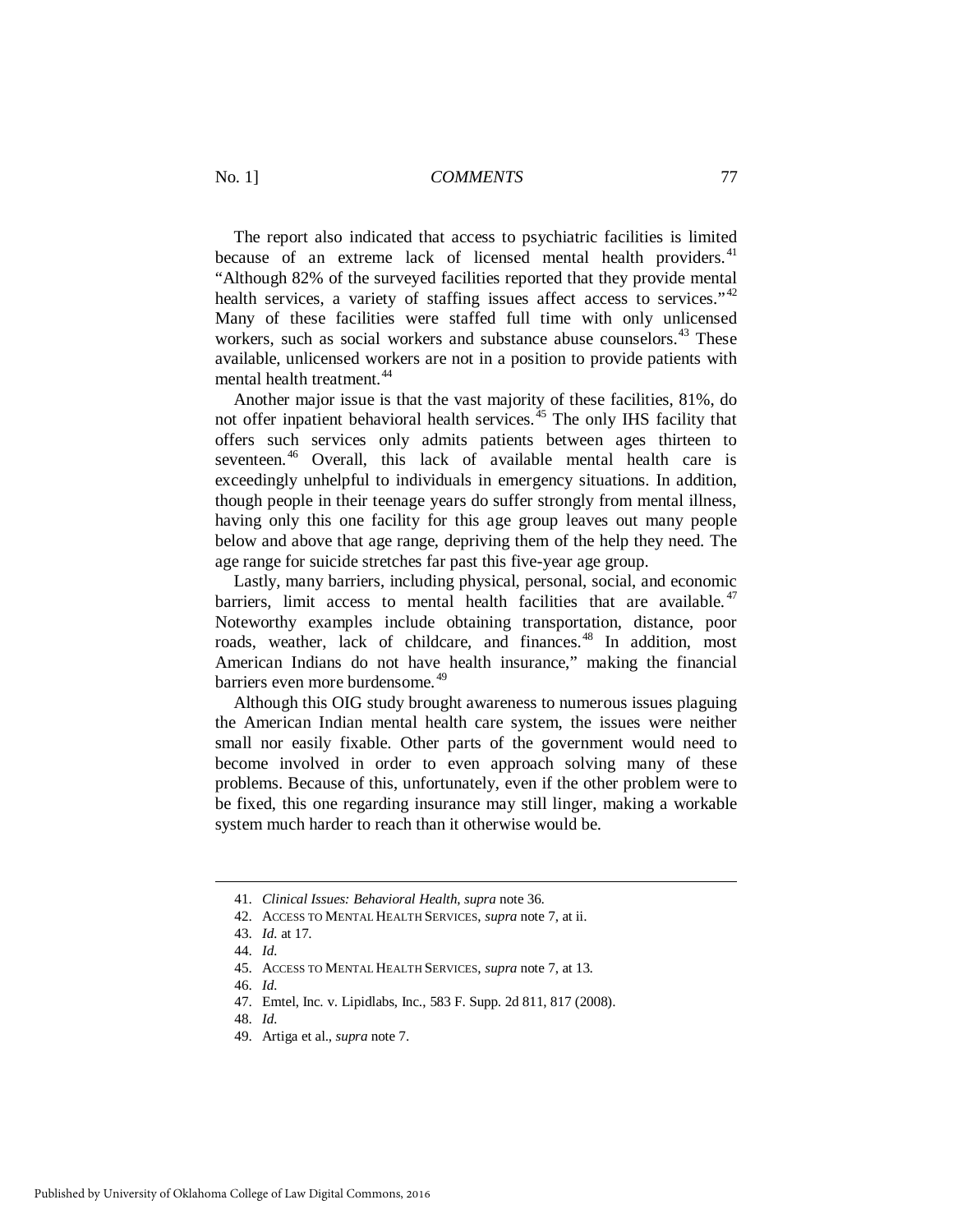The report also indicated that access to psychiatric facilities is limited because of an extreme lack of licensed mental health providers.[41] "Although 82% of the surveyed facilities reported that they provide mental health services, a variety of staffing issues affect access to services."[42] Many of these facilities were staffed full time with only unlicensed workers, such as social workers and substance abuse counselors.[43] These available, unlicensed workers are not in a position to provide patients with mental health treatment.[44]

Another major issue is that the vast majority of these facilities, 81%, do not offer inpatient behavioral health services.[45] The only IHS facility that offers such services only admits patients between ages thirteen to seventeen.[46] Overall, this lack of available mental health care is exceedingly unhelpful to individuals in emergency situations. In addition, though people in their teenage years do suffer strongly from mental illness, having only this one facility for this age group leaves out many people below and above that age range, depriving them of the help they need. The age range for suicide stretches far past this five-year age group.

Lastly, many barriers, including physical, personal, social, and economic barriers, limit access to mental health facilities that are available.[47] Noteworthy examples include obtaining transportation, distance, poor roads, weather, lack of childcare, and finances.[48] In addition, most American Indians do not have health insurance," making the financial barriers even more burdensome.[49]

Although this OIG study brought awareness to numerous issues plaguing the American Indian mental health care system, the issues were neither small nor easily fixable. Other parts of the government would need to become involved in order to even approach solving many of these problems. Because of this, unfortunately, even if the other problem were to be fixed, this one regarding insurance may still linger, making a workable system much harder to reach than it otherwise would be.

---

41. *Clinical Issues: Behavioral Health*, *supra* note 36.
42. ACCESS TO MENTAL HEALTH SERVICES, *supra* note 7, at ii.
43. *Id.* at 17.
44. *Id.*
45. ACCESS TO MENTAL HEALTH SERVICES, *supra* note 7, at 13.
46. *Id.*
47. Emtel, Inc. v. Lipidlabs, Inc., 583 F. Supp. 2d 811, 817 (2008).
48. *Id.*
49. Artiga et al., *supra* note 7.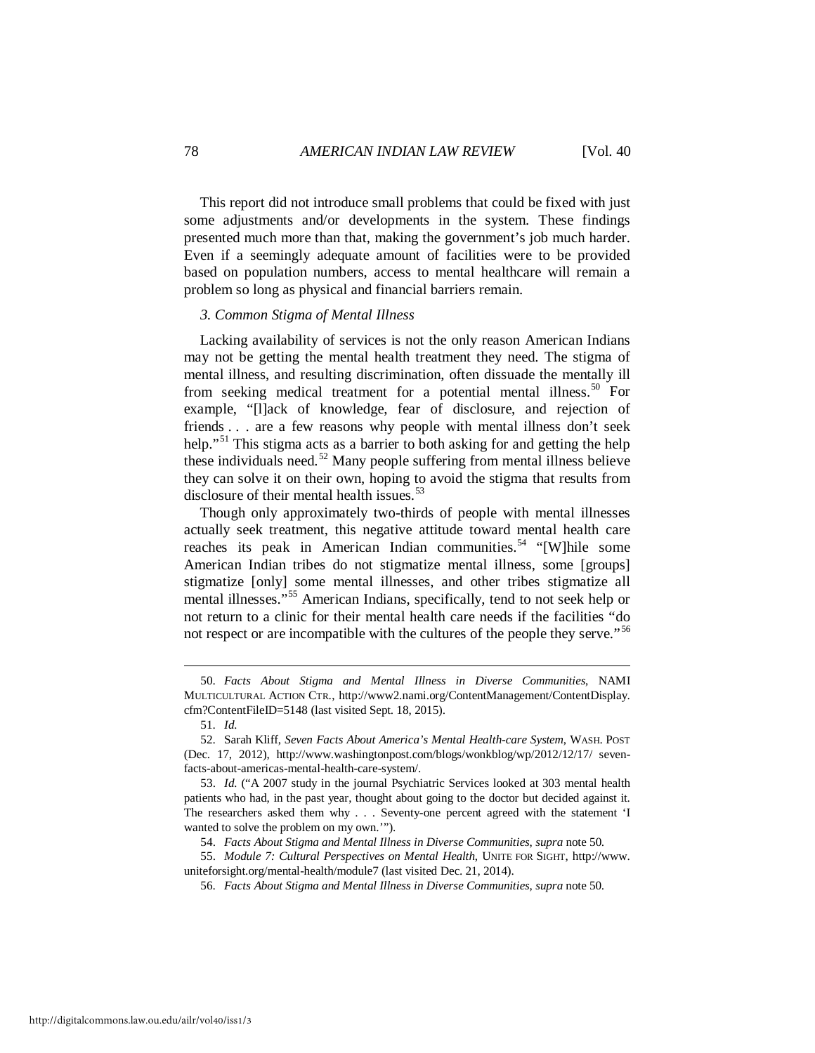This report did not introduce small problems that could be fixed with just some adjustments and/or developments in the system. These findings presented much more than that, making the government's job much harder. Even if a seemingly adequate amount of facilities were to be provided based on population numbers, access to mental healthcare will remain a problem so long as physical and financial barriers remain.

### *3. Common Stigma of Mental Illness*

Lacking availability of services is not the only reason American Indians may not be getting the mental health treatment they need. The stigma of mental illness, and resulting discrimination, often dissuade the mentally ill from seeking medical treatment for a potential mental illness.[50] For example, "[l]ack of knowledge, fear of disclosure, and rejection of friends . . . are a few reasons why people with mental illness don't seek help."[51] This stigma acts as a barrier to both asking for and getting the help these individuals need.[52] Many people suffering from mental illness believe they can solve it on their own, hoping to avoid the stigma that results from disclosure of their mental health issues.[53]

Though only approximately two-thirds of people with mental illnesses actually seek treatment, this negative attitude toward mental health care reaches its peak in American Indian communities.[54] "[W]hile some American Indian tribes do not stigmatize mental illness, some [groups] stigmatize [only] some mental illnesses, and other tribes stigmatize all mental illnesses."[55] American Indians, specifically, tend to not seek help or not return to a clinic for their mental health care needs if the facilities "do not respect or are incompatible with the cultures of the people they serve."[56]

---

50. *Facts About Stigma and Mental Illness in Diverse Communities*, NAMI MULTICULTURAL ACTION CTR., http://www2.nami.org/ContentManagement/ContentDisplay.cfm?ContentFileID=5148 (last visited Sept. 18, 2015).

51. *Id.*

52. Sarah Kliff, *Seven Facts About America's Mental Health-care System*, WASH. POST (Dec. 17, 2012), http://www.washingtonpost.com/blogs/wonkblog/wp/2012/12/17/ seven-facts-about-americas-mental-health-care-system/.

53. *Id.* ("A 2007 study in the journal Psychiatric Services looked at 303 mental health patients who had, in the past year, thought about going to the doctor but decided against it. The researchers asked them why . . . Seventy-one percent agreed with the statement 'I wanted to solve the problem on my own.'").

54. *Facts About Stigma and Mental Illness in Diverse Communities*, *supra* note 50.

55. *Module 7: Cultural Perspectives on Mental Health*, UNITE FOR SIGHT, http://www.uniteforsight.org/mental-health/module7 (last visited Dec. 21, 2014).

56. *Facts About Stigma and Mental Illness in Diverse Communities*, *supra* note 50.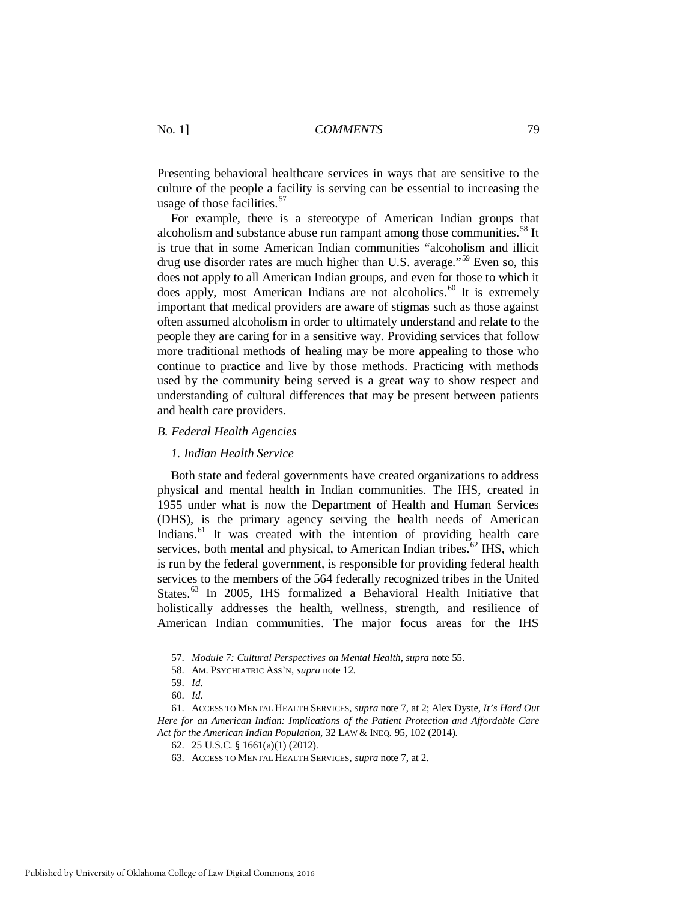Presenting behavioral healthcare services in ways that are sensitive to the culture of the people a facility is serving can be essential to increasing the usage of those facilities.[57]

For example, there is a stereotype of American Indian groups that alcoholism and substance abuse run rampant among those communities.[58] It is true that in some American Indian communities "alcoholism and illicit drug use disorder rates are much higher than U.S. average."[59] Even so, this does not apply to all American Indian groups, and even for those to which it does apply, most American Indians are not alcoholics.[60] It is extremely important that medical providers are aware of stigmas such as those against often assumed alcoholism in order to ultimately understand and relate to the people they are caring for in a sensitive way. Providing services that follow more traditional methods of healing may be more appealing to those who continue to practice and live by those methods. Practicing with methods used by the community being served is a great way to show respect and understanding of cultural differences that may be present between patients and health care providers.

### *B. Federal Health Agencies*

#### *1. Indian Health Service*

Both state and federal governments have created organizations to address physical and mental health in Indian communities. The IHS, created in 1955 under what is now the Department of Health and Human Services (DHS), is the primary agency serving the health needs of American Indians.[61] It was created with the intention of providing health care services, both mental and physical, to American Indian tribes.[62] IHS, which is run by the federal government, is responsible for providing federal health services to the members of the 564 federally recognized tribes in the United States.[63] In 2005, IHS formalized a Behavioral Health Initiative that holistically addresses the health, wellness, strength, and resilience of American Indian communities. The major focus areas for the IHS

---

57. *Module 7: Cultural Perspectives on Mental Health*, *supra* note 55.

58. AM. PSYCHIATRIC ASS'N, *supra* note 12.

59. *Id.*

60. *Id.*

61. ACCESS TO MENTAL HEALTH SERVICES, *supra* note 7, at 2; Alex Dyste, *It's Hard Out Here for an American Indian: Implications of the Patient Protection and Affordable Care Act for the American Indian Population*, 32 LAW & INEQ. 95, 102 (2014).

62. 25 U.S.C. § 1661(a)(1) (2012).

63. ACCESS TO MENTAL HEALTH SERVICES, *supra* note 7, at 2.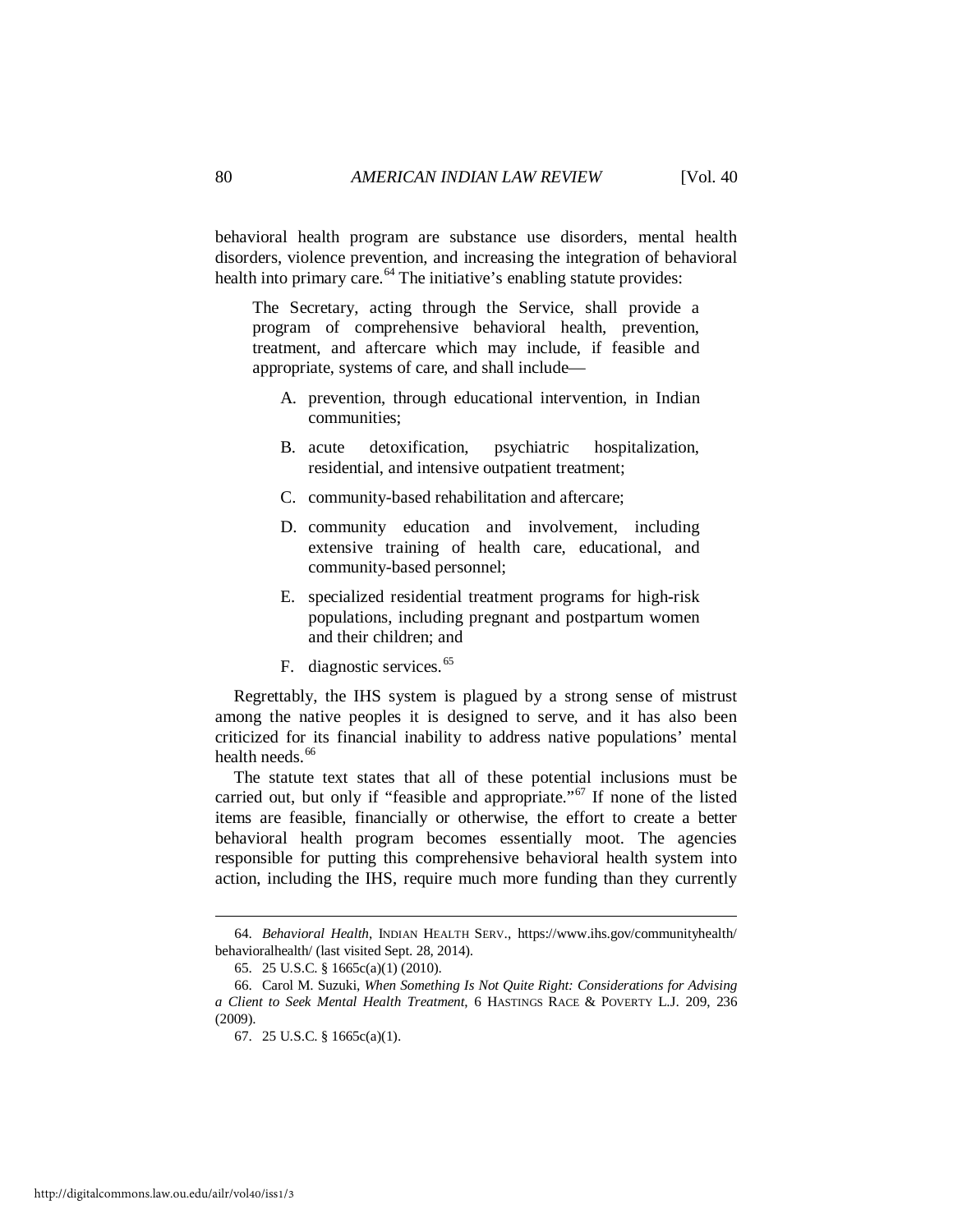behavioral health program are substance use disorders, mental health disorders, violence prevention, and increasing the integration of behavioral health into primary care.[64] The initiative's enabling statute provides:

> The Secretary, acting through the Service, shall provide a program of comprehensive behavioral health, prevention, treatment, and aftercare which may include, if feasible and appropriate, systems of care, and shall include—
>
> A. prevention, through educational intervention, in Indian communities;
>
> B. acute detoxification, psychiatric hospitalization, residential, and intensive outpatient treatment;
>
> C. community-based rehabilitation and aftercare;
>
> D. community education and involvement, including extensive training of health care, educational, and community-based personnel;
>
> E. specialized residential treatment programs for high-risk populations, including pregnant and postpartum women and their children; and
>
> F. diagnostic services.[65]

Regrettably, the IHS system is plagued by a strong sense of mistrust among the native peoples it is designed to serve, and it has also been criticized for its financial inability to address native populations' mental health needs.[66]

The statute text states that all of these potential inclusions must be carried out, but only if "feasible and appropriate."[67] If none of the listed items are feasible, financially or otherwise, the effort to create a better behavioral health program becomes essentially moot. The agencies responsible for putting this comprehensive behavioral health system into action, including the IHS, require much more funding than they currently

---

64. *Behavioral Health*, INDIAN HEALTH SERV., https://www.ihs.gov/communityhealth/behavioralhealth/ (last visited Sept. 28, 2014).

65. 25 U.S.C. § 1665c(a)(1) (2010).

66. Carol M. Suzuki, *When Something Is Not Quite Right: Considerations for Advising a Client to Seek Mental Health Treatment*, 6 HASTINGS RACE & POVERTY L.J. 209, 236 (2009).

67. 25 U.S.C. § 1665c(a)(1).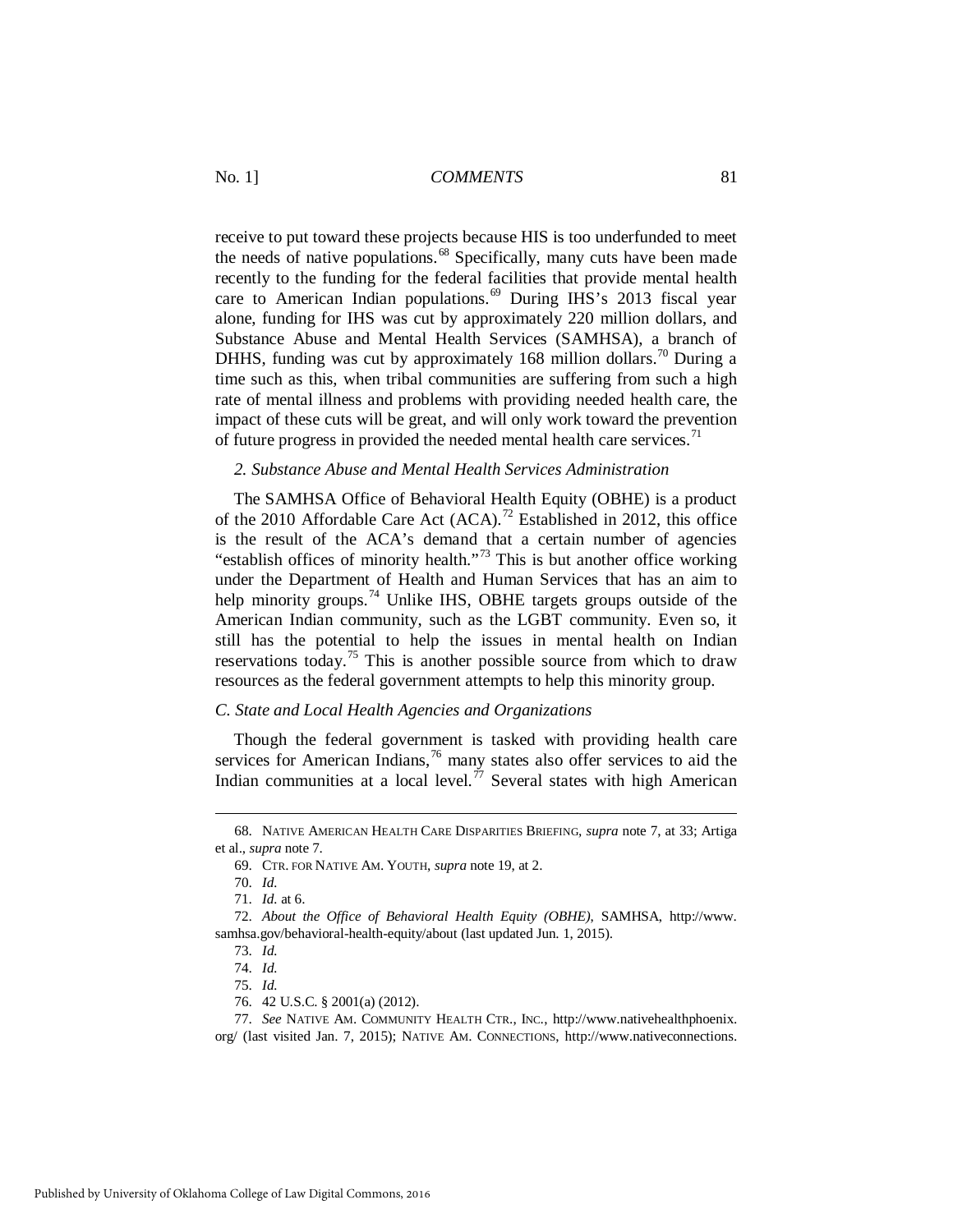receive to put toward these projects because HIS is too underfunded to meet the needs of native populations.[68] Specifically, many cuts have been made recently to the funding for the federal facilities that provide mental health care to American Indian populations.[69] During IHS's 2013 fiscal year alone, funding for IHS was cut by approximately 220 million dollars, and Substance Abuse and Mental Health Services (SAMHSA), a branch of DHHS, funding was cut by approximately 168 million dollars.[70] During a time such as this, when tribal communities are suffering from such a high rate of mental illness and problems with providing needed health care, the impact of these cuts will be great, and will only work toward the prevention of future progress in provided the needed mental health care services.[71]

### *2. Substance Abuse and Mental Health Services Administration*

The SAMHSA Office of Behavioral Health Equity (OBHE) is a product of the 2010 Affordable Care Act (ACA).[72] Established in 2012, this office is the result of the ACA's demand that a certain number of agencies "establish offices of minority health."[73] This is but another office working under the Department of Health and Human Services that has an aim to help minority groups.[74] Unlike IHS, OBHE targets groups outside of the American Indian community, such as the LGBT community. Even so, it still has the potential to help the issues in mental health on Indian reservations today.[75] This is another possible source from which to draw resources as the federal government attempts to help this minority group.

## *C. State and Local Health Agencies and Organizations*

Though the federal government is tasked with providing health care services for American Indians,[76] many states also offer services to aid the Indian communities at a local level.[77] Several states with high American

---

68. NATIVE AMERICAN HEALTH CARE DISPARITIES BRIEFING, *supra* note 7, at 33; Artiga et al., *supra* note 7.

69. CTR. FOR NATIVE AM. YOUTH, *supra* note 19, at 2.

70. *Id.*

71. *Id.* at 6.

72. *About the Office of Behavioral Health Equity (OBHE)*, SAMHSA, http://www.samhsa.gov/behavioral-health-equity/about (last updated Jun. 1, 2015).

73. *Id.*

74. *Id.*

75. *Id.*

76. 42 U.S.C. § 2001(a) (2012).

77. *See* NATIVE AM. COMMUNITY HEALTH CTR., INC., http://www.nativehealthphoenix.org/ (last visited Jan. 7, 2015); NATIVE AM. CONNECTIONS, http://www.nativeconnections.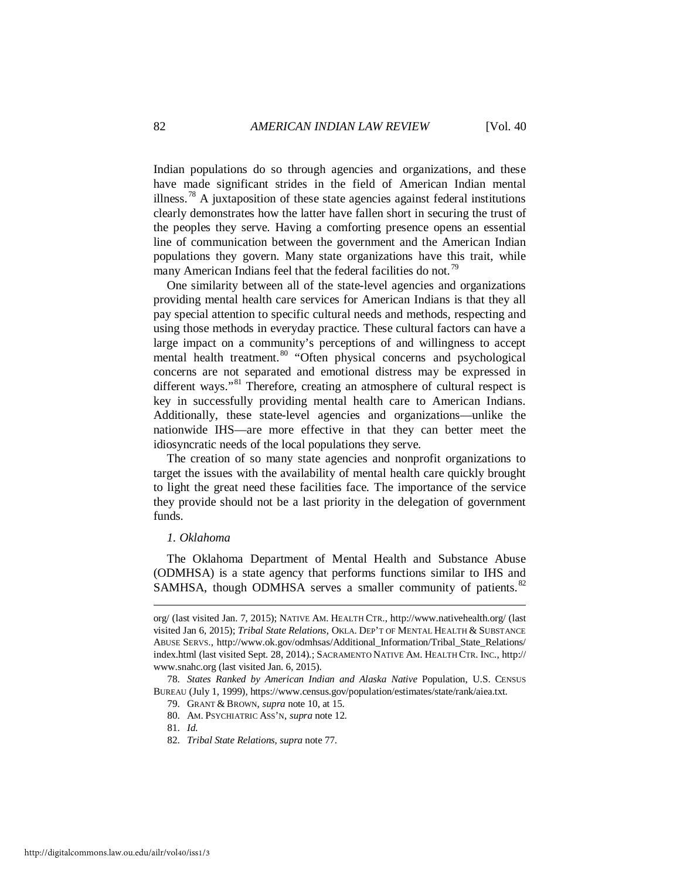Indian populations do so through agencies and organizations, and these have made significant strides in the field of American Indian mental illness.[78] A juxtaposition of these state agencies against federal institutions clearly demonstrates how the latter have fallen short in securing the trust of the peoples they serve. Having a comforting presence opens an essential line of communication between the government and the American Indian populations they govern. Many state organizations have this trait, while many American Indians feel that the federal facilities do not.[79]

One similarity between all of the state-level agencies and organizations providing mental health care services for American Indians is that they all pay special attention to specific cultural needs and methods, respecting and using those methods in everyday practice. These cultural factors can have a large impact on a community's perceptions of and willingness to accept mental health treatment.[80] "Often physical concerns and psychological concerns are not separated and emotional distress may be expressed in different ways."[81] Therefore, creating an atmosphere of cultural respect is key in successfully providing mental health care to American Indians. Additionally, these state-level agencies and organizations—unlike the nationwide IHS—are more effective in that they can better meet the idiosyncratic needs of the local populations they serve.

The creation of so many state agencies and nonprofit organizations to target the issues with the availability of mental health care quickly brought to light the great need these facilities face. The importance of the service they provide should not be a last priority in the delegation of government funds.

*1. Oklahoma*

The Oklahoma Department of Mental Health and Substance Abuse (ODMHSA) is a state agency that performs functions similar to IHS and SAMHSA, though ODMHSA serves a smaller community of patients.[82]

---

org/ (last visited Jan. 7, 2015); NATIVE AM. HEALTH CTR., http://www.nativehealth.org/ (last visited Jan 6, 2015); *Tribal State Relations*, OKLA. DEP'T OF MENTAL HEALTH & SUBSTANCE ABUSE SERVS., http://www.ok.gov/odmhsas/Additional_Information/Tribal_State_Relations/index.html (last visited Sept. 28, 2014).; SACRAMENTO NATIVE AM. HEALTH CTR. INC., http://www.snahc.org (last visited Jan. 6, 2015).

78. *States Ranked by American Indian and Alaska Native* Population, U.S. CENSUS BUREAU (July 1, 1999), https://www.census.gov/population/estimates/state/rank/aiea.txt.

79. GRANT & BROWN, *supra* note 10, at 15.

80. AM. PSYCHIATRIC ASS'N, *supra* note 12.

81. *Id.*

82. *Tribal State Relations*, *supra* note 77.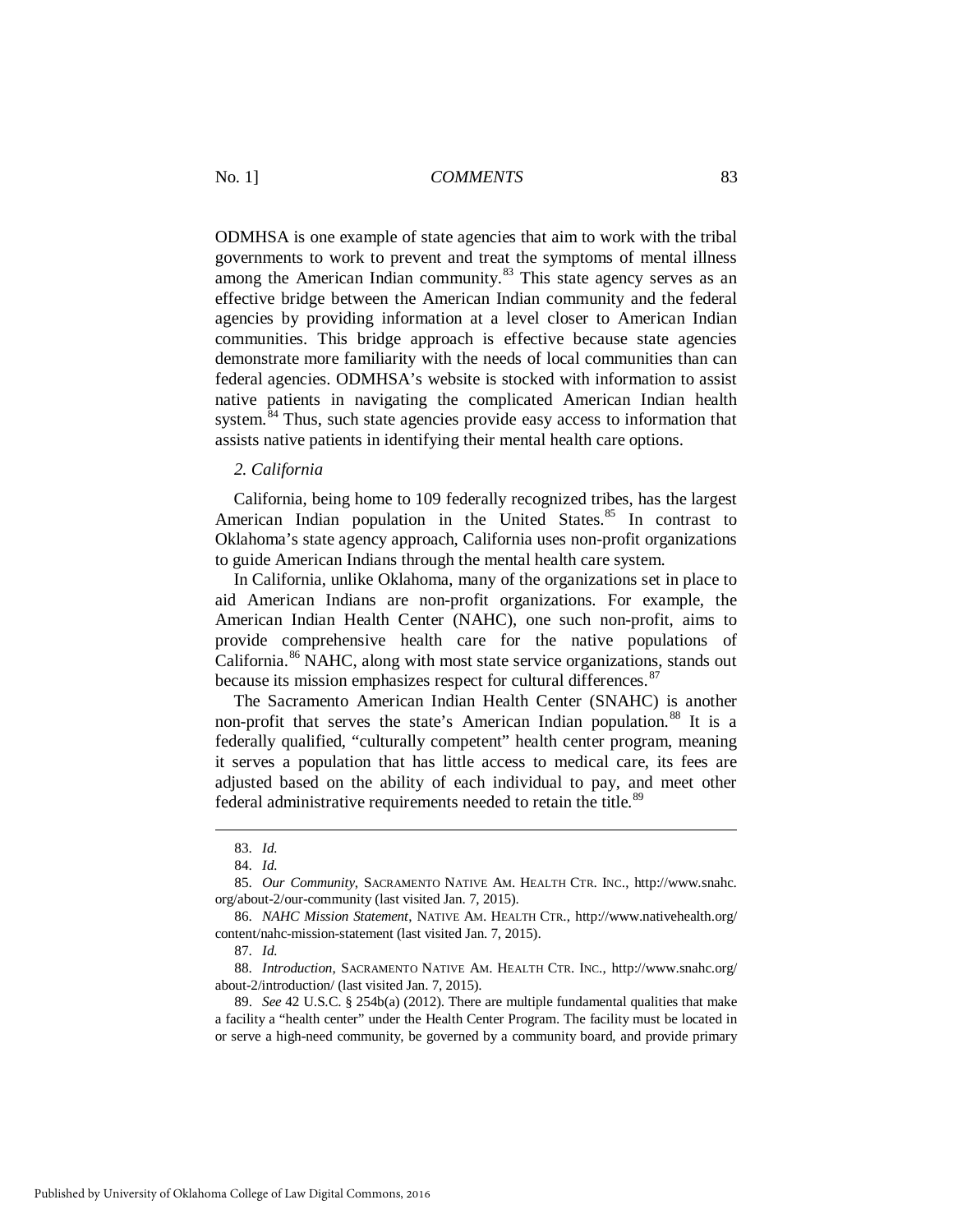ODMHSA is one example of state agencies that aim to work with the tribal governments to work to prevent and treat the symptoms of mental illness among the American Indian community.[83] This state agency serves as an effective bridge between the American Indian community and the federal agencies by providing information at a level closer to American Indian communities. This bridge approach is effective because state agencies demonstrate more familiarity with the needs of local communities than can federal agencies. ODMHSA's website is stocked with information to assist native patients in navigating the complicated American Indian health system.[84] Thus, such state agencies provide easy access to information that assists native patients in identifying their mental health care options.

*2. California*

California, being home to 109 federally recognized tribes, has the largest American Indian population in the United States.[85] In contrast to Oklahoma's state agency approach, California uses non-profit organizations to guide American Indians through the mental health care system.

In California, unlike Oklahoma, many of the organizations set in place to aid American Indians are non-profit organizations. For example, the American Indian Health Center (NAHC), one such non-profit, aims to provide comprehensive health care for the native populations of California.[86] NAHC, along with most state service organizations, stands out because its mission emphasizes respect for cultural differences.[87]

The Sacramento American Indian Health Center (SNAHC) is another non-profit that serves the state's American Indian population.[88] It is a federally qualified, "culturally competent" health center program, meaning it serves a population that has little access to medical care, its fees are adjusted based on the ability of each individual to pay, and meet other federal administrative requirements needed to retain the title.[89]

---

83. *Id.*

84. *Id.*

85. *Our Community*, SACRAMENTO NATIVE AM. HEALTH CTR. INC., http://www.snahc.org/about-2/our-community (last visited Jan. 7, 2015).

86. *NAHC Mission Statement*, NATIVE AM. HEALTH CTR., http://www.nativehealth.org/content/nahc-mission-statement (last visited Jan. 7, 2015).

87. *Id.*

88. *Introduction*, SACRAMENTO NATIVE AM. HEALTH CTR. INC., http://www.snahc.org/about-2/introduction/ (last visited Jan. 7, 2015).

89. *See* 42 U.S.C. § 254b(a) (2012). There are multiple fundamental qualities that make a facility a "health center" under the Health Center Program. The facility must be located in or serve a high-need community, be governed by a community board, and provide primary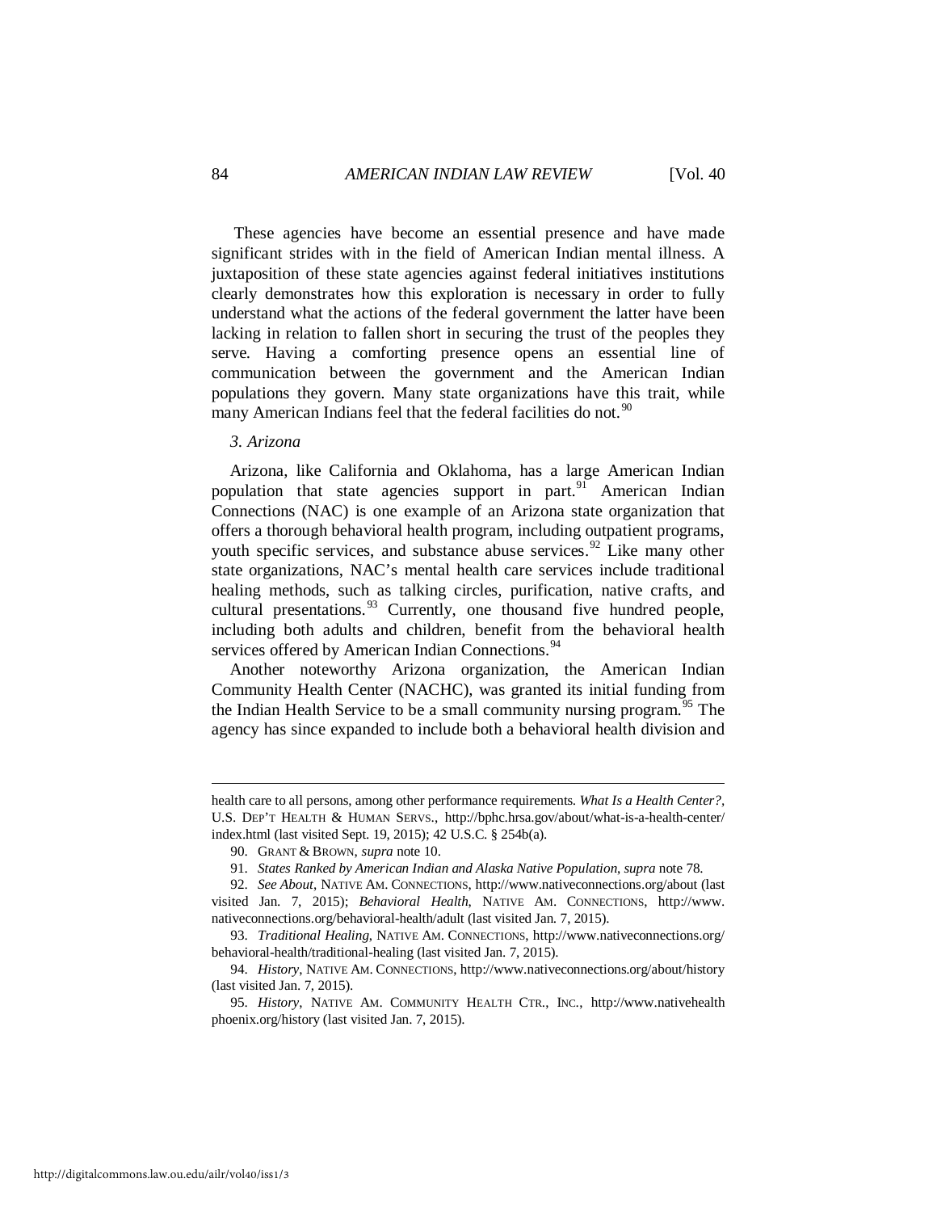These agencies have become an essential presence and have made significant strides with in the field of American Indian mental illness. A juxtaposition of these state agencies against federal initiatives institutions clearly demonstrates how this exploration is necessary in order to fully understand what the actions of the federal government the latter have been lacking in relation to fallen short in securing the trust of the peoples they serve. Having a comforting presence opens an essential line of communication between the government and the American Indian populations they govern. Many state organizations have this trait, while many American Indians feel that the federal facilities do not.[90]

*3. Arizona*

Arizona, like California and Oklahoma, has a large American Indian population that state agencies support in part.[91] American Indian Connections (NAC) is one example of an Arizona state organization that offers a thorough behavioral health program, including outpatient programs, youth specific services, and substance abuse services.[92] Like many other state organizations, NAC's mental health care services include traditional healing methods, such as talking circles, purification, native crafts, and cultural presentations.[93] Currently, one thousand five hundred people, including both adults and children, benefit from the behavioral health services offered by American Indian Connections.[94]

Another noteworthy Arizona organization, the American Indian Community Health Center (NACHC), was granted its initial funding from the Indian Health Service to be a small community nursing program.[95] The agency has since expanded to include both a behavioral health division and

---

health care to all persons, among other performance requirements. *What Is a Health Center?*, U.S. DEP'T HEALTH & HUMAN SERVS., http://bphc.hrsa.gov/about/what-is-a-health-center/index.html (last visited Sept. 19, 2015); 42 U.S.C. § 254b(a).

90. GRANT & BROWN, *supra* note 10.

91. *States Ranked by American Indian and Alaska Native Population*, *supra* note 78.

92. *See About*, NATIVE AM. CONNECTIONS, http://www.nativeconnections.org/about (last visited Jan. 7, 2015); *Behavioral Health*, NATIVE AM. CONNECTIONS, http://www.nativeconnections.org/behavioral-health/adult (last visited Jan. 7, 2015).

93. *Traditional Healing*, NATIVE AM. CONNECTIONS, http://www.nativeconnections.org/behavioral-health/traditional-healing (last visited Jan. 7, 2015).

94. *History*, NATIVE AM. CONNECTIONS, http://www.nativeconnections.org/about/history (last visited Jan. 7, 2015).

95. *History*, NATIVE AM. COMMUNITY HEALTH CTR., INC., http://www.nativehealthphoenix.org/history (last visited Jan. 7, 2015).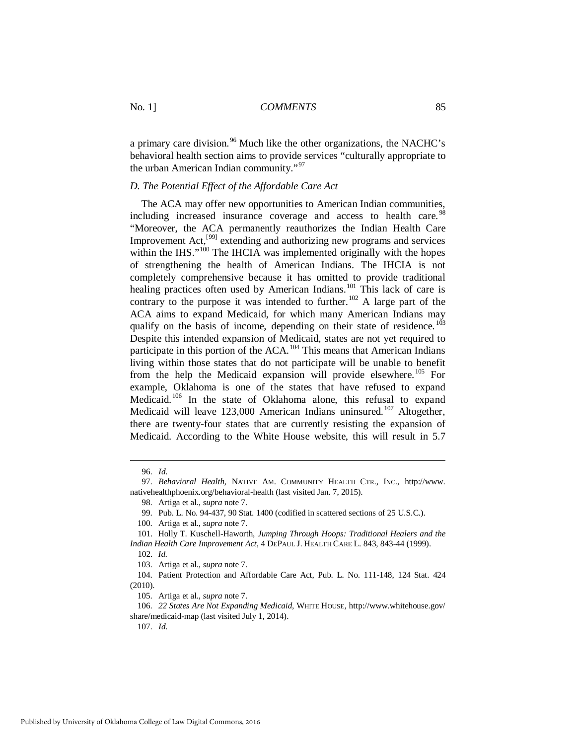a primary care division.[96] Much like the other organizations, the NACHC's behavioral health section aims to provide services "culturally appropriate to the urban American Indian community."[97]

### *D. The Potential Effect of the Affordable Care Act*

The ACA may offer new opportunities to American Indian communities, including increased insurance coverage and access to health care.[98] "Moreover, the ACA permanently reauthorizes the Indian Health Care Improvement Act,[99] extending and authorizing new programs and services within the IHS."[100] The IHCIA was implemented originally with the hopes of strengthening the health of American Indians. The IHCIA is not completely comprehensive because it has omitted to provide traditional healing practices often used by American Indians.[101] This lack of care is contrary to the purpose it was intended to further.[102] A large part of the ACA aims to expand Medicaid, for which many American Indians may qualify on the basis of income, depending on their state of residence.[103] Despite this intended expansion of Medicaid, states are not yet required to participate in this portion of the ACA.[104] This means that American Indians living within those states that do not participate will be unable to benefit from the help the Medicaid expansion will provide elsewhere.[105] For example, Oklahoma is one of the states that have refused to expand Medicaid.[106] In the state of Oklahoma alone, this refusal to expand Medicaid will leave 123,000 American Indians uninsured.[107] Altogether, there are twenty-four states that are currently resisting the expansion of Medicaid. According to the White House website, this will result in 5.7

---

96. *Id.*

97. *Behavioral Health*, NATIVE AM. COMMUNITY HEALTH CTR., INC., http://www.nativehealthphoenix.org/behavioral-health (last visited Jan. 7, 2015).

98. Artiga et al., *supra* note 7.

99. Pub. L. No. 94-437, 90 Stat. 1400 (codified in scattered sections of 25 U.S.C.).

100. Artiga et al., *supra* note 7.

101. Holly T. Kuschell-Haworth, *Jumping Through Hoops: Traditional Healers and the Indian Health Care Improvement Act*, 4 DEPAUL J. HEALTH CARE L. 843, 843-44 (1999).

102. *Id.*

103. Artiga et al., *supra* note 7.

104. Patient Protection and Affordable Care Act, Pub. L. No. 111-148, 124 Stat. 424 (2010).

105. Artiga et al., *supra* note 7.

106. *22 States Are Not Expanding Medicaid*, WHITE HOUSE, http://www.whitehouse.gov/share/medicaid-map (last visited July 1, 2014).

107. *Id.*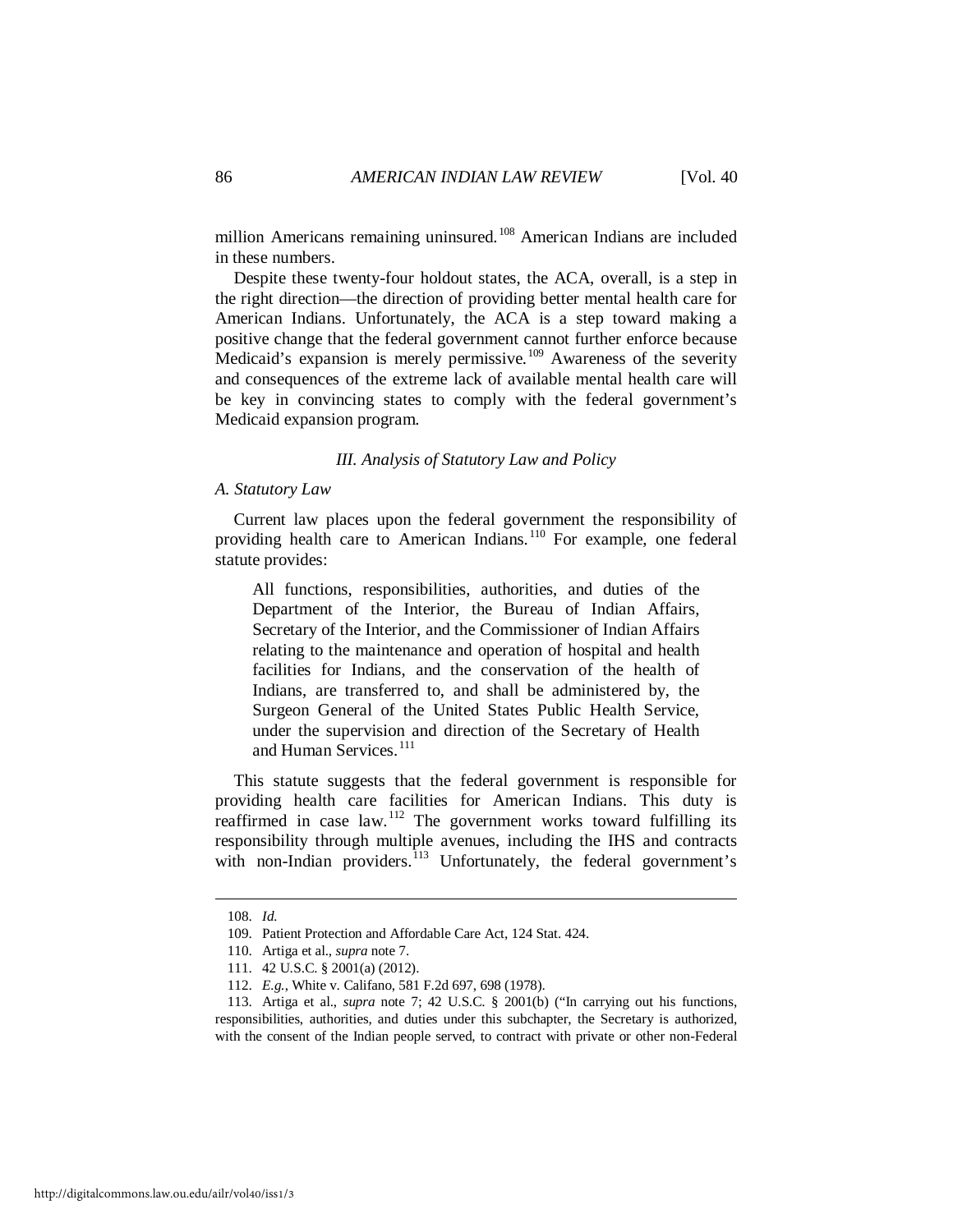million Americans remaining uninsured.[108] American Indians are included in these numbers.

Despite these twenty-four holdout states, the ACA, overall, is a step in the right direction—the direction of providing better mental health care for American Indians. Unfortunately, the ACA is a step toward making a positive change that the federal government cannot further enforce because Medicaid's expansion is merely permissive.[109] Awareness of the severity and consequences of the extreme lack of available mental health care will be key in convincing states to comply with the federal government's Medicaid expansion program.

### *III. Analysis of Statutory Law and Policy*

#### *A. Statutory Law*

Current law places upon the federal government the responsibility of providing health care to American Indians.[110] For example, one federal statute provides:

> All functions, responsibilities, authorities, and duties of the Department of the Interior, the Bureau of Indian Affairs, Secretary of the Interior, and the Commissioner of Indian Affairs relating to the maintenance and operation of hospital and health facilities for Indians, and the conservation of the health of Indians, are transferred to, and shall be administered by, the Surgeon General of the United States Public Health Service, under the supervision and direction of the Secretary of Health and Human Services.[111]

This statute suggests that the federal government is responsible for providing health care facilities for American Indians. This duty is reaffirmed in case law.[112] The government works toward fulfilling its responsibility through multiple avenues, including the IHS and contracts with non-Indian providers.[113] Unfortunately, the federal government's

---

108. *Id.*

109. Patient Protection and Affordable Care Act, 124 Stat. 424.

110. Artiga et al., *supra* note 7.

111. 42 U.S.C. § 2001(a) (2012).

112. *E.g.*, White v. Califano, 581 F.2d 697, 698 (1978).

113. Artiga et al., *supra* note 7; 42 U.S.C. § 2001(b) ("In carrying out his functions, responsibilities, authorities, and duties under this subchapter, the Secretary is authorized, with the consent of the Indian people served, to contract with private or other non-Federal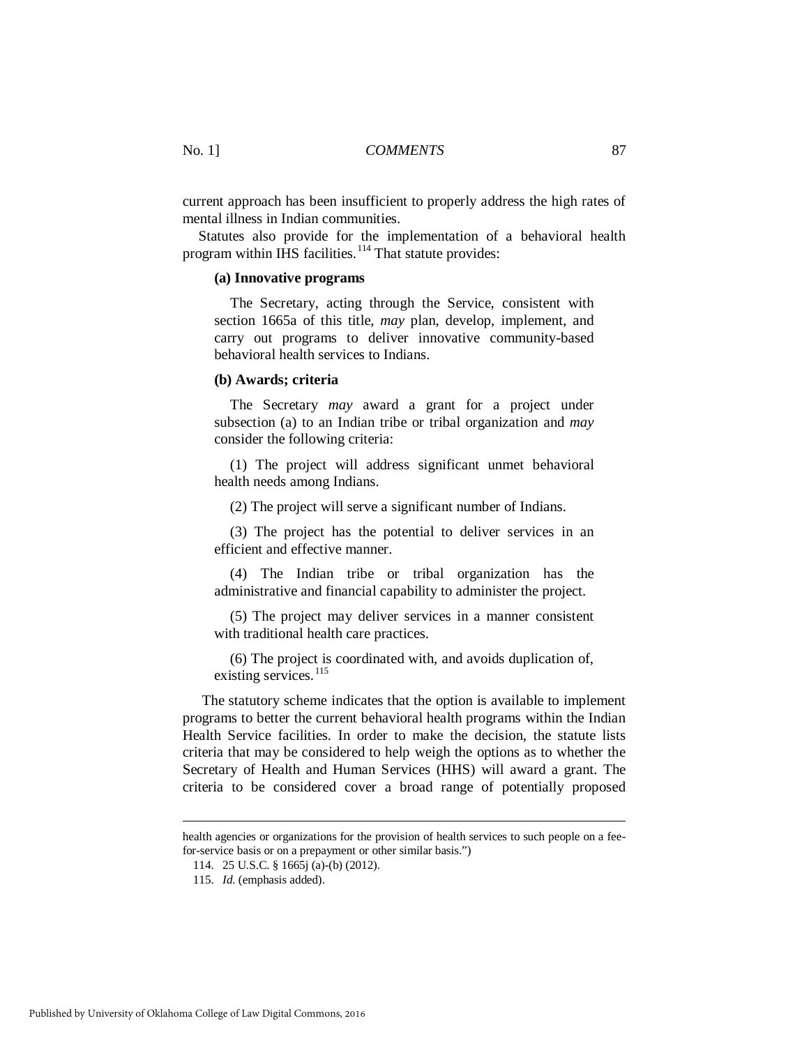current approach has been insufficient to properly address the high rates of mental illness in Indian communities.

Statutes also provide for the implementation of a behavioral health program within IHS facilities.[114] That statute provides:

> **(a) Innovative programs**
>
> The Secretary, acting through the Service, consistent with section 1665a of this title, *may* plan, develop, implement, and carry out programs to deliver innovative community-based behavioral health services to Indians.
>
> **(b) Awards; criteria**
>
> The Secretary *may* award a grant for a project under subsection (a) to an Indian tribe or tribal organization and *may* consider the following criteria:
>
> (1) The project will address significant unmet behavioral health needs among Indians.
>
> (2) The project will serve a significant number of Indians.
>
> (3) The project has the potential to deliver services in an efficient and effective manner.
>
> (4) The Indian tribe or tribal organization has the administrative and financial capability to administer the project.
>
> (5) The project may deliver services in a manner consistent with traditional health care practices.
>
> (6) The project is coordinated with, and avoids duplication of, existing services.[115]

The statutory scheme indicates that the option is available to implement programs to better the current behavioral health programs within the Indian Health Service facilities. In order to make the decision, the statute lists criteria that may be considered to help weigh the options as to whether the Secretary of Health and Human Services (HHS) will award a grant. The criteria to be considered cover a broad range of potentially proposed

---

health agencies or organizations for the provision of health services to such people on a fee-for-service basis or on a prepayment or other similar basis.")

114. 25 U.S.C. § 1665j (a)-(b) (2012).

115. *Id.* (emphasis added).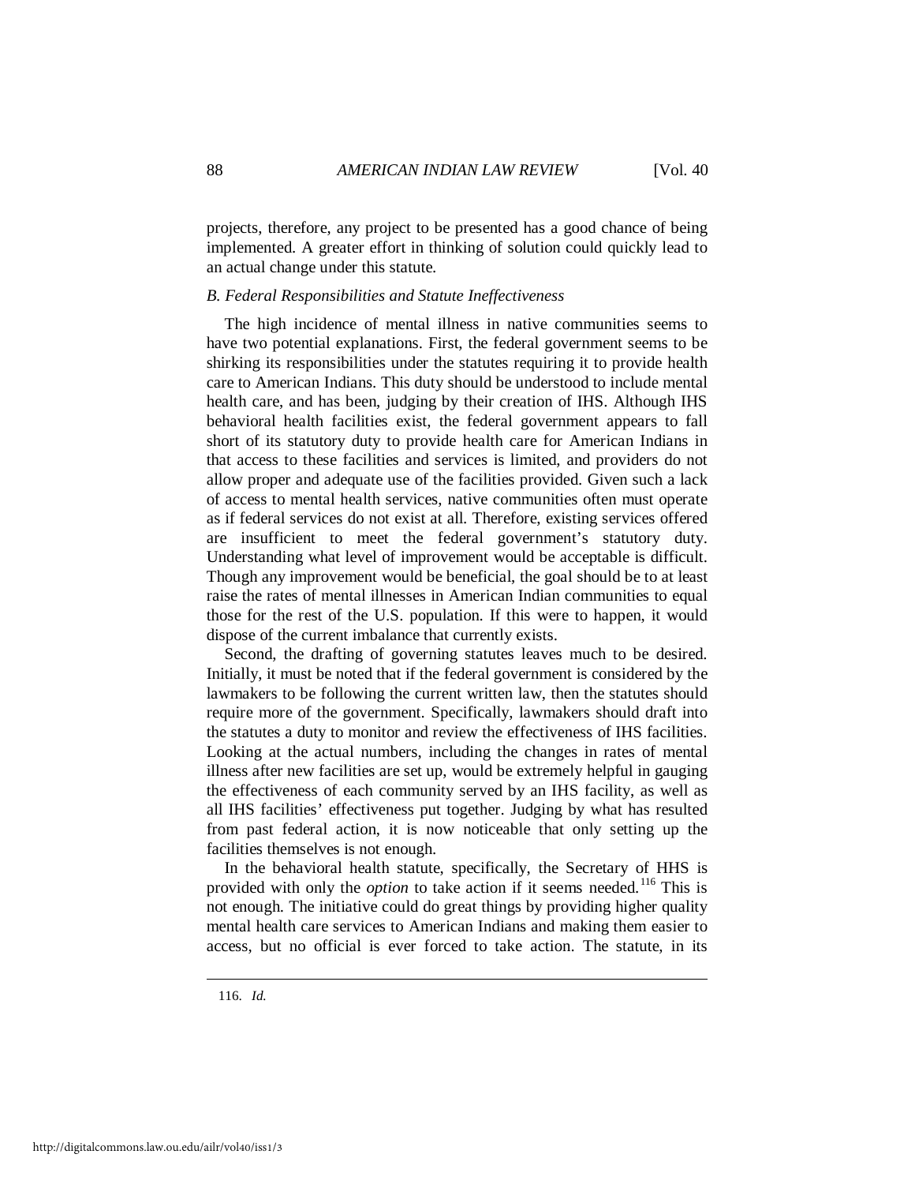projects, therefore, any project to be presented has a good chance of being implemented. A greater effort in thinking of solution could quickly lead to an actual change under this statute.

### *B. Federal Responsibilities and Statute Ineffectiveness*

The high incidence of mental illness in native communities seems to have two potential explanations. First, the federal government seems to be shirking its responsibilities under the statutes requiring it to provide health care to American Indians. This duty should be understood to include mental health care, and has been, judging by their creation of IHS. Although IHS behavioral health facilities exist, the federal government appears to fall short of its statutory duty to provide health care for American Indians in that access to these facilities and services is limited, and providers do not allow proper and adequate use of the facilities provided. Given such a lack of access to mental health services, native communities often must operate as if federal services do not exist at all. Therefore, existing services offered are insufficient to meet the federal government's statutory duty. Understanding what level of improvement would be acceptable is difficult. Though any improvement would be beneficial, the goal should be to at least raise the rates of mental illnesses in American Indian communities to equal those for the rest of the U.S. population. If this were to happen, it would dispose of the current imbalance that currently exists.

Second, the drafting of governing statutes leaves much to be desired. Initially, it must be noted that if the federal government is considered by the lawmakers to be following the current written law, then the statutes should require more of the government. Specifically, lawmakers should draft into the statutes a duty to monitor and review the effectiveness of IHS facilities. Looking at the actual numbers, including the changes in rates of mental illness after new facilities are set up, would be extremely helpful in gauging the effectiveness of each community served by an IHS facility, as well as all IHS facilities' effectiveness put together. Judging by what has resulted from past federal action, it is now noticeable that only setting up the facilities themselves is not enough.

In the behavioral health statute, specifically, the Secretary of HHS is provided with only the *option* to take action if it seems needed.[116] This is not enough. The initiative could do great things by providing higher quality mental health care services to American Indians and making them easier to access, but no official is ever forced to take action. The statute, in its

---

116. *Id.*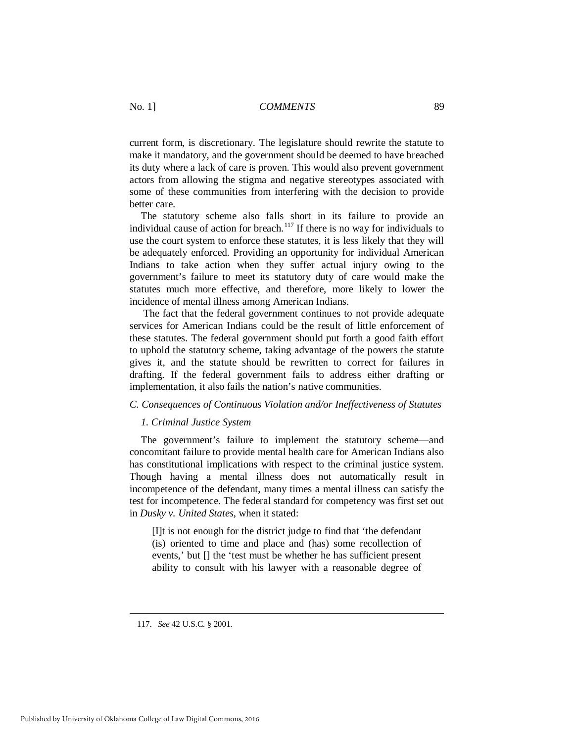current form, is discretionary. The legislature should rewrite the statute to make it mandatory, and the government should be deemed to have breached its duty where a lack of care is proven. This would also prevent government actors from allowing the stigma and negative stereotypes associated with some of these communities from interfering with the decision to provide better care.

The statutory scheme also falls short in its failure to provide an individual cause of action for breach.[117] If there is no way for individuals to use the court system to enforce these statutes, it is less likely that they will be adequately enforced. Providing an opportunity for individual American Indians to take action when they suffer actual injury owing to the government's failure to meet its statutory duty of care would make the statutes much more effective, and therefore, more likely to lower the incidence of mental illness among American Indians.

The fact that the federal government continues to not provide adequate services for American Indians could be the result of little enforcement of these statutes. The federal government should put forth a good faith effort to uphold the statutory scheme, taking advantage of the powers the statute gives it, and the statute should be rewritten to correct for failures in drafting. If the federal government fails to address either drafting or implementation, it also fails the nation's native communities.

### *C. Consequences of Continuous Violation and/or Ineffectiveness of Statutes*

#### *1. Criminal Justice System*

The government's failure to implement the statutory scheme—and concomitant failure to provide mental health care for American Indians also has constitutional implications with respect to the criminal justice system. Though having a mental illness does not automatically result in incompetence of the defendant, many times a mental illness can satisfy the test for incompetence. The federal standard for competency was first set out in *Dusky v. United States*, when it stated:

> [I]t is not enough for the district judge to find that 'the defendant (is) oriented to time and place and (has) some recollection of events,' but [] the 'test must be whether he has sufficient present ability to consult with his lawyer with a reasonable degree of

---

117. *See* 42 U.S.C. § 2001.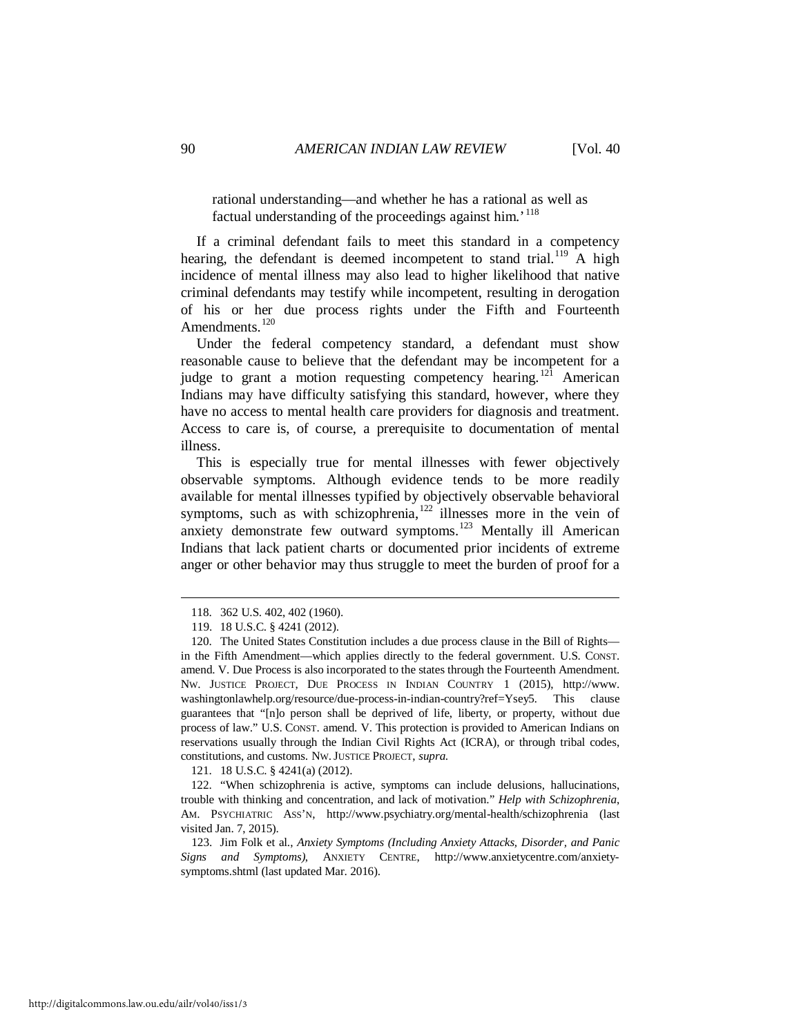rational understanding—and whether he has a rational as well as factual understanding of the proceedings against him.'[118]

If a criminal defendant fails to meet this standard in a competency hearing, the defendant is deemed incompetent to stand trial.[119] A high incidence of mental illness may also lead to higher likelihood that native criminal defendants may testify while incompetent, resulting in derogation of his or her due process rights under the Fifth and Fourteenth Amendments.[120]

Under the federal competency standard, a defendant must show reasonable cause to believe that the defendant may be incompetent for a judge to grant a motion requesting competency hearing.[121] American Indians may have difficulty satisfying this standard, however, where they have no access to mental health care providers for diagnosis and treatment. Access to care is, of course, a prerequisite to documentation of mental illness.

This is especially true for mental illnesses with fewer objectively observable symptoms. Although evidence tends to be more readily available for mental illnesses typified by objectively observable behavioral symptoms, such as with schizophrenia,[122] illnesses more in the vein of anxiety demonstrate few outward symptoms.[123] Mentally ill American Indians that lack patient charts or documented prior incidents of extreme anger or other behavior may thus struggle to meet the burden of proof for a

---

118. 362 U.S. 402, 402 (1960).

119. 18 U.S.C. § 4241 (2012).

120. The United States Constitution includes a due process clause in the Bill of Rights—in the Fifth Amendment—which applies directly to the federal government. U.S. CONST. amend. V. Due Process is also incorporated to the states through the Fourteenth Amendment. NW. JUSTICE PROJECT, DUE PROCESS IN INDIAN COUNTRY 1 (2015), http://www.washingtonlawhelp.org/resource/due-process-in-indian-country?ref=Ysey5. This clause guarantees that "[n]o person shall be deprived of life, liberty, or property, without due process of law." U.S. CONST. amend. V. This protection is provided to American Indians on reservations usually through the Indian Civil Rights Act (ICRA), or through tribal codes, constitutions, and customs. NW. JUSTICE PROJECT, *supra.*

121. 18 U.S.C. § 4241(a) (2012).

122. "When schizophrenia is active, symptoms can include delusions, hallucinations, trouble with thinking and concentration, and lack of motivation." *Help with Schizophrenia*, AM. PSYCHIATRIC ASS'N, http://www.psychiatry.org/mental-health/schizophrenia (last visited Jan. 7, 2015).

123. Jim Folk et al., *Anxiety Symptoms (Including Anxiety Attacks, Disorder, and Panic Signs and Symptoms)*, ANXIETY CENTRE, http://www.anxietycentre.com/anxiety-symptoms.shtml (last updated Mar. 2016).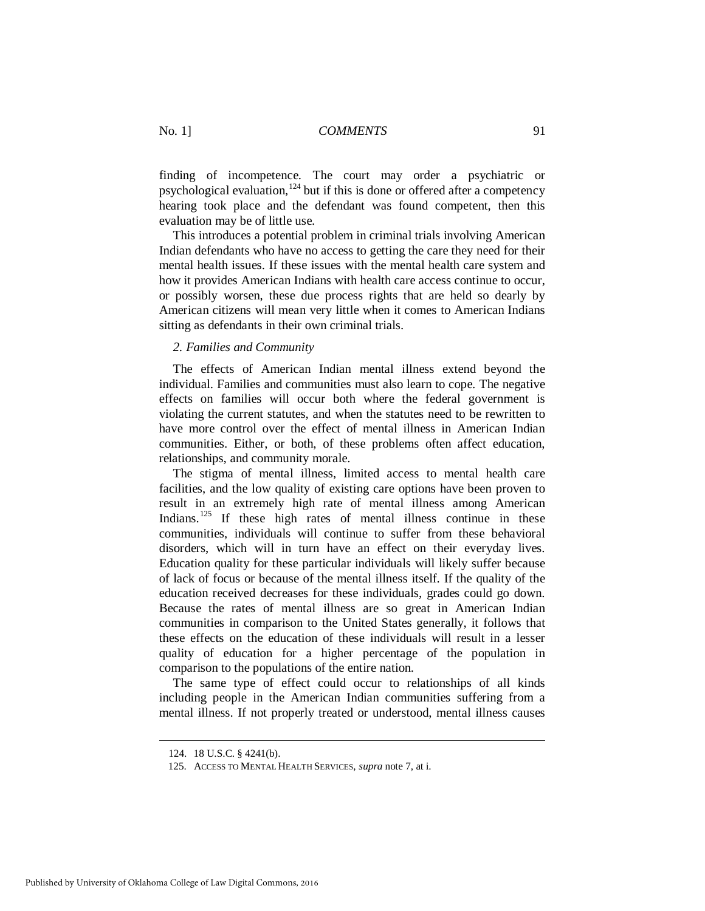finding of incompetence. The court may order a psychiatric or psychological evaluation,[124] but if this is done or offered after a competency hearing took place and the defendant was found competent, then this evaluation may be of little use.

This introduces a potential problem in criminal trials involving American Indian defendants who have no access to getting the care they need for their mental health issues. If these issues with the mental health care system and how it provides American Indians with health care access continue to occur, or possibly worsen, these due process rights that are held so dearly by American citizens will mean very little when it comes to American Indians sitting as defendants in their own criminal trials.

### *2. Families and Community*

The effects of American Indian mental illness extend beyond the individual. Families and communities must also learn to cope. The negative effects on families will occur both where the federal government is violating the current statutes, and when the statutes need to be rewritten to have more control over the effect of mental illness in American Indian communities. Either, or both, of these problems often affect education, relationships, and community morale.

The stigma of mental illness, limited access to mental health care facilities, and the low quality of existing care options have been proven to result in an extremely high rate of mental illness among American Indians.[125] If these high rates of mental illness continue in these communities, individuals will continue to suffer from these behavioral disorders, which will in turn have an effect on their everyday lives. Education quality for these particular individuals will likely suffer because of lack of focus or because of the mental illness itself. If the quality of the education received decreases for these individuals, grades could go down. Because the rates of mental illness are so great in American Indian communities in comparison to the United States generally, it follows that these effects on the education of these individuals will result in a lesser quality of education for a higher percentage of the population in comparison to the populations of the entire nation.

The same type of effect could occur to relationships of all kinds including people in the American Indian communities suffering from a mental illness. If not properly treated or understood, mental illness causes

---

124. 18 U.S.C. § 4241(b).

125. ACCESS TO MENTAL HEALTH SERVICES, *supra* note 7, at i.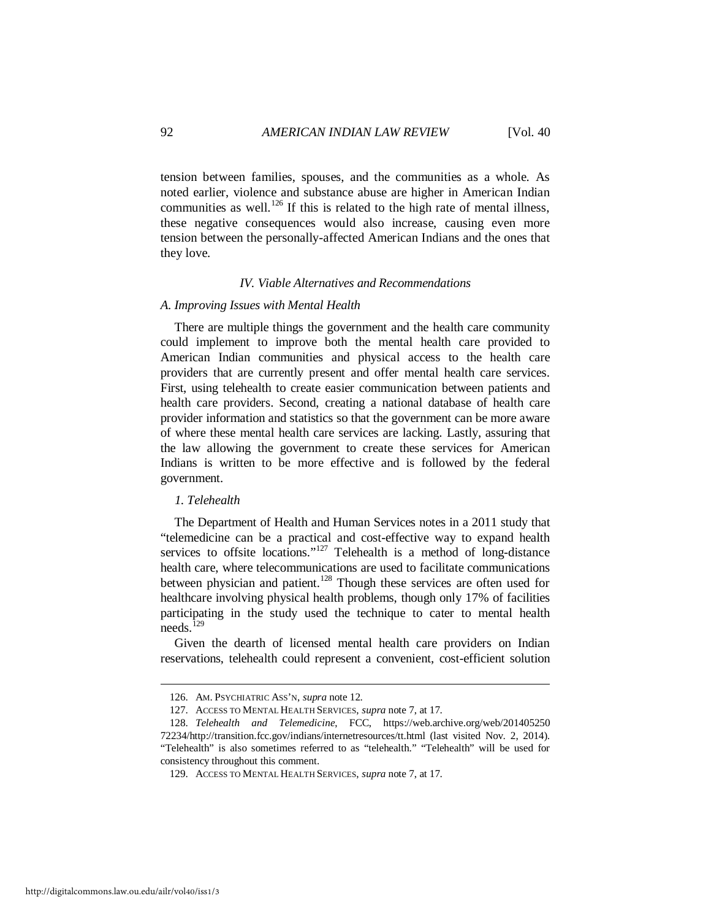tension between families, spouses, and the communities as a whole. As noted earlier, violence and substance abuse are higher in American Indian communities as well.[126] If this is related to the high rate of mental illness, these negative consequences would also increase, causing even more tension between the personally-affected American Indians and the ones that they love.

## *IV. Viable Alternatives and Recommendations*

### *A. Improving Issues with Mental Health*

There are multiple things the government and the health care community could implement to improve both the mental health care provided to American Indian communities and physical access to the health care providers that are currently present and offer mental health care services. First, using telehealth to create easier communication between patients and health care providers. Second, creating a national database of health care provider information and statistics so that the government can be more aware of where these mental health care services are lacking. Lastly, assuring that the law allowing the government to create these services for American Indians is written to be more effective and is followed by the federal government.

#### *1. Telehealth*

The Department of Health and Human Services notes in a 2011 study that "telemedicine can be a practical and cost-effective way to expand health services to offsite locations."[127] Telehealth is a method of long-distance health care, where telecommunications are used to facilitate communications between physician and patient.[128] Though these services are often used for healthcare involving physical health problems, though only 17% of facilities participating in the study used the technique to cater to mental health needs.[129]

Given the dearth of licensed mental health care providers on Indian reservations, telehealth could represent a convenient, cost-efficient solution

---

126. AM. PSYCHIATRIC ASS'N, *supra* note 12.

127. ACCESS TO MENTAL HEALTH SERVICES, *supra* note 7, at 17.

128. *Telehealth and Telemedicine*, FCC, https://web.archive.org/web/20140525072234/http://transition.fcc.gov/indians/internetresources/tt.html (last visited Nov. 2, 2014). "Telehealth" is also sometimes referred to as "telehealth." "Telehealth" will be used for consistency throughout this comment.

129. ACCESS TO MENTAL HEALTH SERVICES, *supra* note 7, at 17.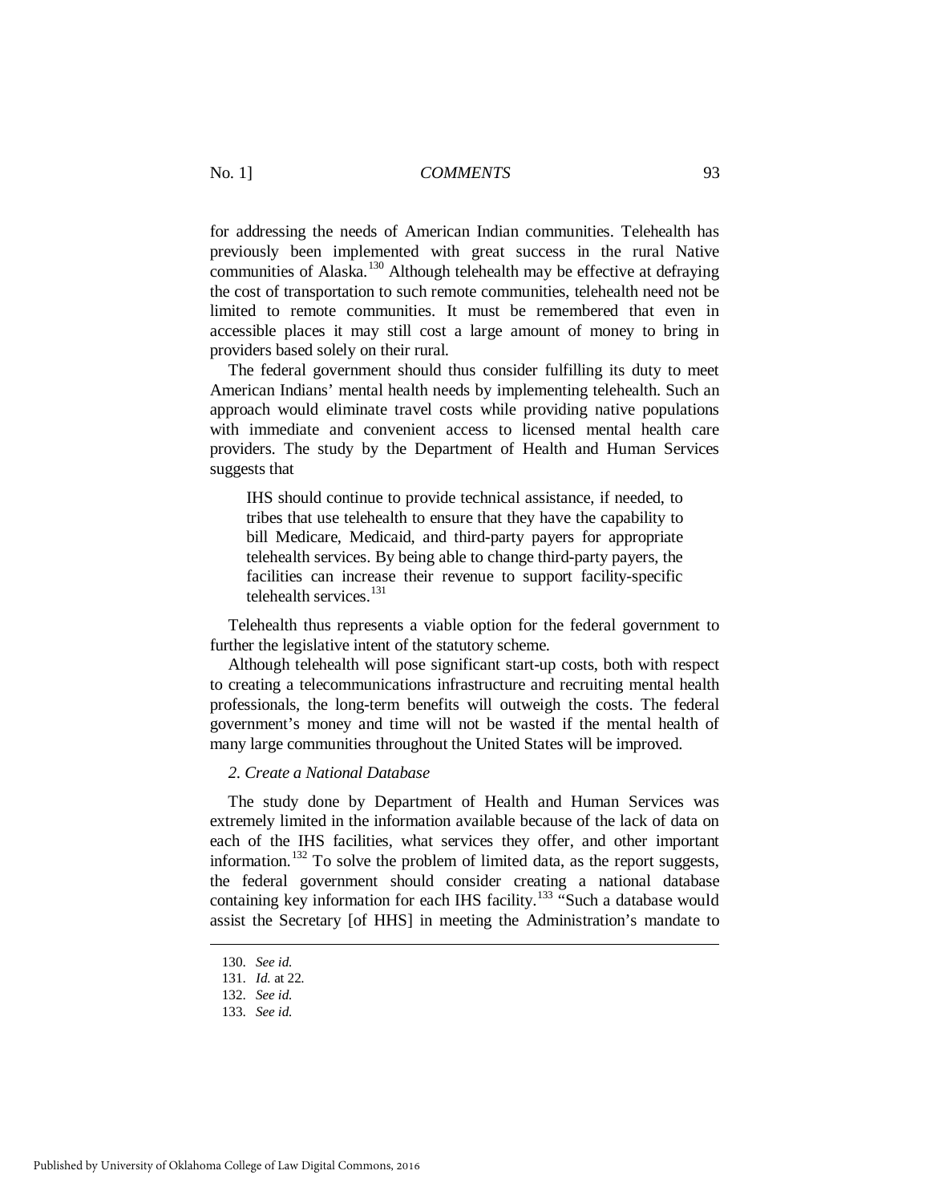for addressing the needs of American Indian communities. Telehealth has previously been implemented with great success in the rural Native communities of Alaska.[130] Although telehealth may be effective at defraying the cost of transportation to such remote communities, telehealth need not be limited to remote communities. It must be remembered that even in accessible places it may still cost a large amount of money to bring in providers based solely on their rural.

The federal government should thus consider fulfilling its duty to meet American Indians' mental health needs by implementing telehealth. Such an approach would eliminate travel costs while providing native populations with immediate and convenient access to licensed mental health care providers. The study by the Department of Health and Human Services suggests that

> IHS should continue to provide technical assistance, if needed, to tribes that use telehealth to ensure that they have the capability to bill Medicare, Medicaid, and third-party payers for appropriate telehealth services. By being able to change third-party payers, the facilities can increase their revenue to support facility-specific telehealth services.[131]

Telehealth thus represents a viable option for the federal government to further the legislative intent of the statutory scheme.

Although telehealth will pose significant start-up costs, both with respect to creating a telecommunications infrastructure and recruiting mental health professionals, the long-term benefits will outweigh the costs. The federal government's money and time will not be wasted if the mental health of many large communities throughout the United States will be improved.

### *2. Create a National Database*

The study done by Department of Health and Human Services was extremely limited in the information available because of the lack of data on each of the IHS facilities, what services they offer, and other important information.[132] To solve the problem of limited data, as the report suggests, the federal government should consider creating a national database containing key information for each IHS facility.[133] "Such a database would assist the Secretary [of HHS] in meeting the Administration's mandate to

---

130. *See id.*

131. *Id.* at 22.

132. *See id.*

133. *See id.*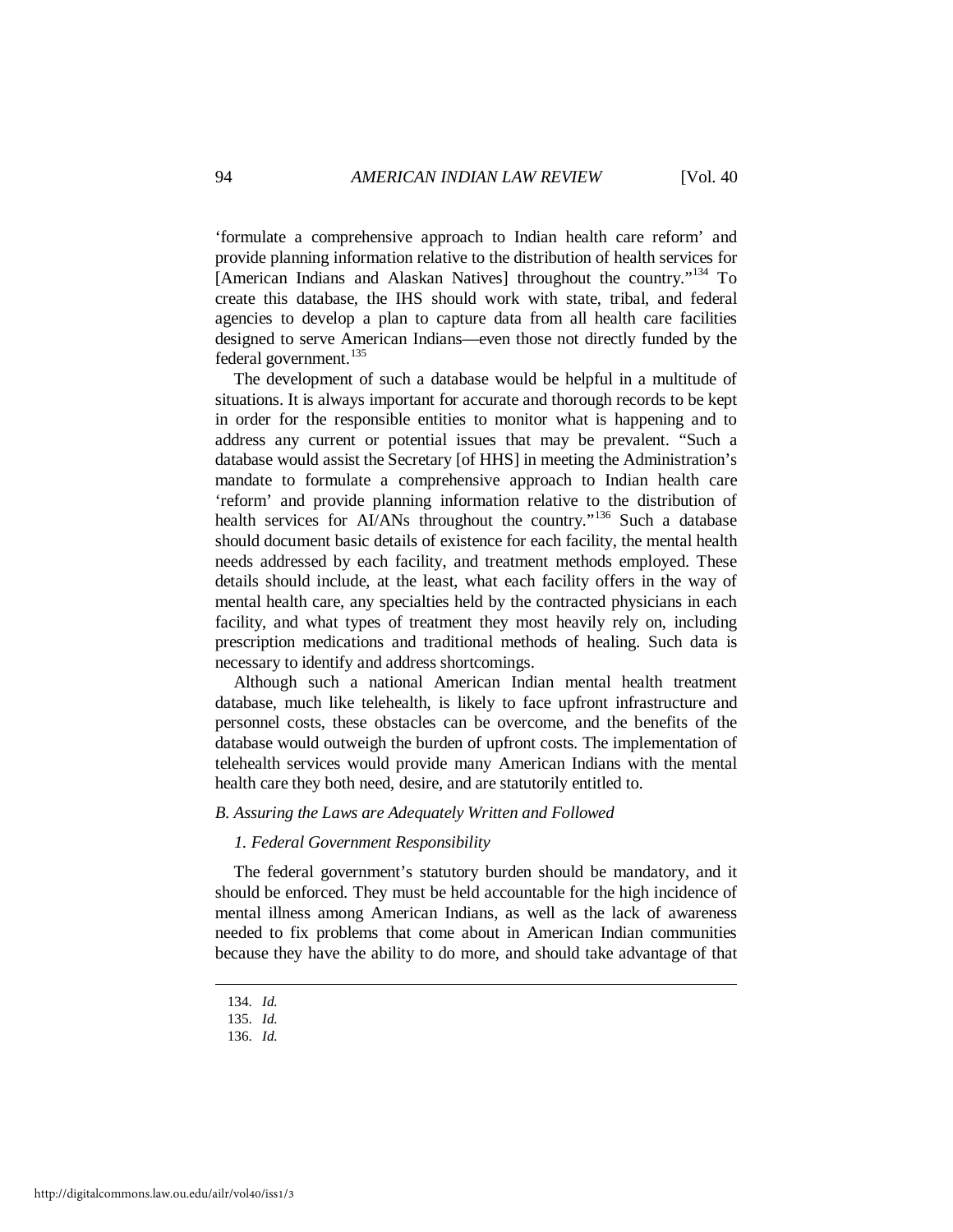'formulate a comprehensive approach to Indian health care reform' and provide planning information relative to the distribution of health services for [American Indians and Alaskan Natives] throughout the country."[134] To create this database, the IHS should work with state, tribal, and federal agencies to develop a plan to capture data from all health care facilities designed to serve American Indians—even those not directly funded by the federal government.[135]

The development of such a database would be helpful in a multitude of situations. It is always important for accurate and thorough records to be kept in order for the responsible entities to monitor what is happening and to address any current or potential issues that may be prevalent. "Such a database would assist the Secretary [of HHS] in meeting the Administration's mandate to formulate a comprehensive approach to Indian health care 'reform' and provide planning information relative to the distribution of health services for AI/ANs throughout the country."[136] Such a database should document basic details of existence for each facility, the mental health needs addressed by each facility, and treatment methods employed. These details should include, at the least, what each facility offers in the way of mental health care, any specialties held by the contracted physicians in each facility, and what types of treatment they most heavily rely on, including prescription medications and traditional methods of healing. Such data is necessary to identify and address shortcomings.

Although such a national American Indian mental health treatment database, much like telehealth, is likely to face upfront infrastructure and personnel costs, these obstacles can be overcome, and the benefits of the database would outweigh the burden of upfront costs. The implementation of telehealth services would provide many American Indians with the mental health care they both need, desire, and are statutorily entitled to.

### *B. Assuring the Laws are Adequately Written and Followed*

#### *1. Federal Government Responsibility*

The federal government's statutory burden should be mandatory, and it should be enforced. They must be held accountable for the high incidence of mental illness among American Indians, as well as the lack of awareness needed to fix problems that come about in American Indian communities because they have the ability to do more, and should take advantage of that

---

134. *Id.*
135. *Id.*
136. *Id.*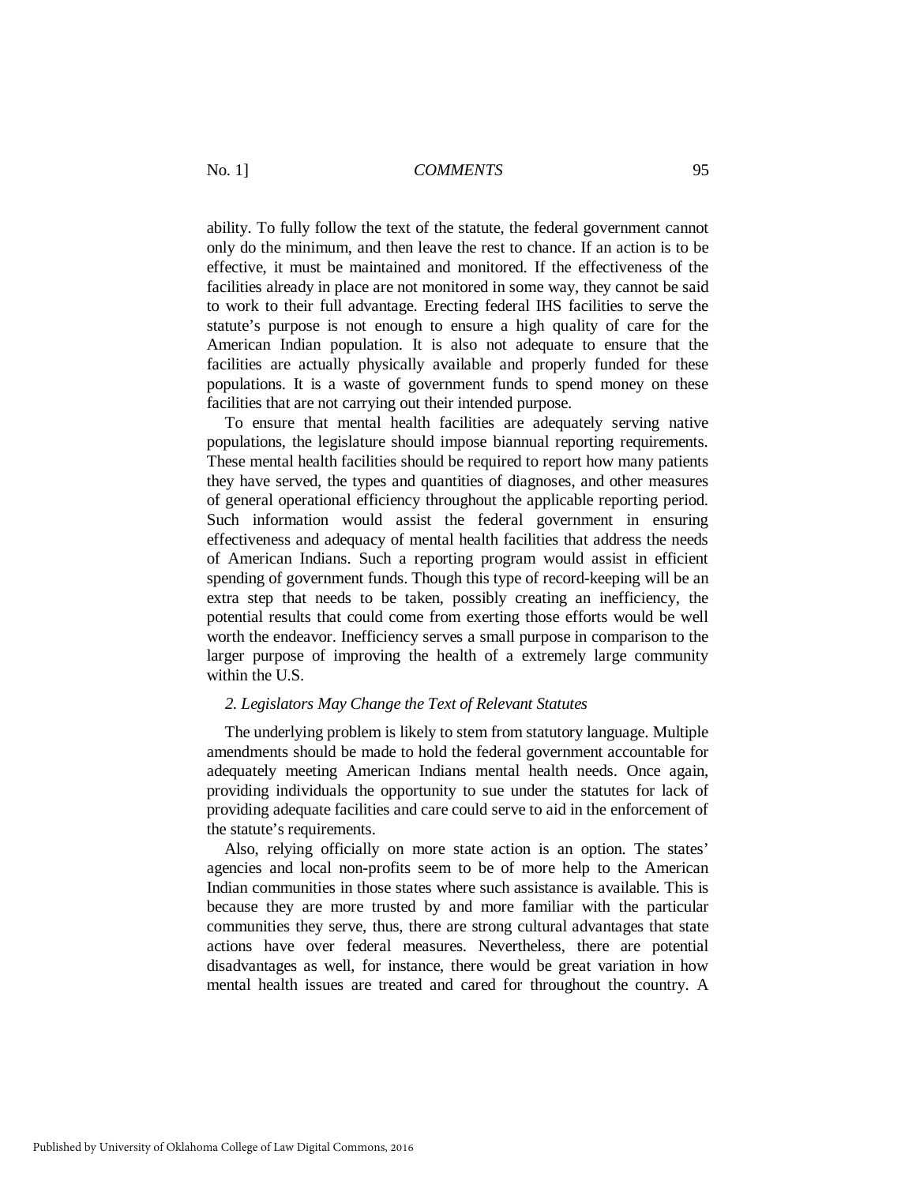ability. To fully follow the text of the statute, the federal government cannot only do the minimum, and then leave the rest to chance. If an action is to be effective, it must be maintained and monitored. If the effectiveness of the facilities already in place are not monitored in some way, they cannot be said to work to their full advantage. Erecting federal IHS facilities to serve the statute's purpose is not enough to ensure a high quality of care for the American Indian population. It is also not adequate to ensure that the facilities are actually physically available and properly funded for these populations. It is a waste of government funds to spend money on these facilities that are not carrying out their intended purpose.

To ensure that mental health facilities are adequately serving native populations, the legislature should impose biannual reporting requirements. These mental health facilities should be required to report how many patients they have served, the types and quantities of diagnoses, and other measures of general operational efficiency throughout the applicable reporting period. Such information would assist the federal government in ensuring effectiveness and adequacy of mental health facilities that address the needs of American Indians. Such a reporting program would assist in efficient spending of government funds. Though this type of record-keeping will be an extra step that needs to be taken, possibly creating an inefficiency, the potential results that could come from exerting those efforts would be well worth the endeavor. Inefficiency serves a small purpose in comparison to the larger purpose of improving the health of a extremely large community within the U.S.

*2. Legislators May Change the Text of Relevant Statutes*

The underlying problem is likely to stem from statutory language. Multiple amendments should be made to hold the federal government accountable for adequately meeting American Indians mental health needs. Once again, providing individuals the opportunity to sue under the statutes for lack of providing adequate facilities and care could serve to aid in the enforcement of the statute's requirements.

Also, relying officially on more state action is an option. The states' agencies and local non-profits seem to be of more help to the American Indian communities in those states where such assistance is available. This is because they are more trusted by and more familiar with the particular communities they serve, thus, there are strong cultural advantages that state actions have over federal measures. Nevertheless, there are potential disadvantages as well, for instance, there would be great variation in how mental health issues are treated and cared for throughout the country. A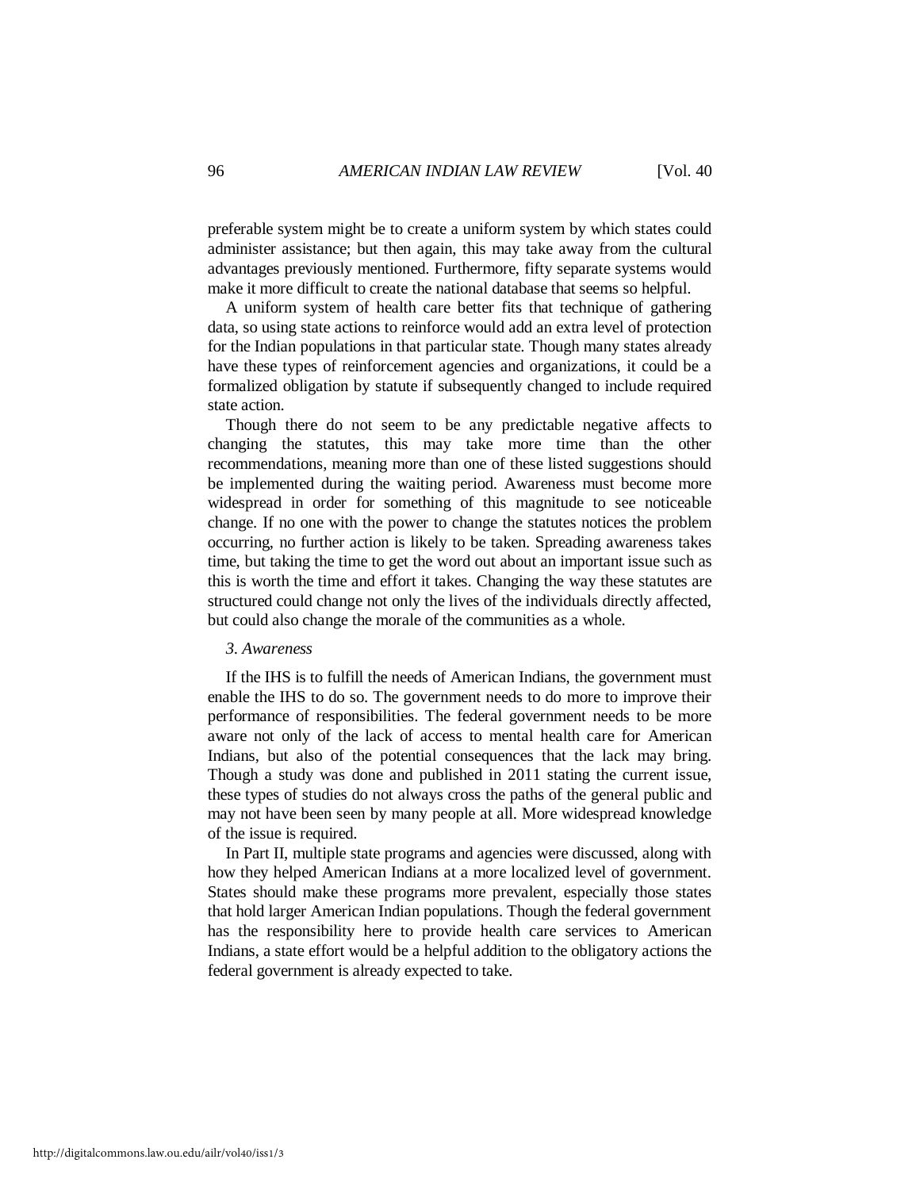preferable system might be to create a uniform system by which states could administer assistance; but then again, this may take away from the cultural advantages previously mentioned. Furthermore, fifty separate systems would make it more difficult to create the national database that seems so helpful.

A uniform system of health care better fits that technique of gathering data, so using state actions to reinforce would add an extra level of protection for the Indian populations in that particular state. Though many states already have these types of reinforcement agencies and organizations, it could be a formalized obligation by statute if subsequently changed to include required state action.

Though there do not seem to be any predictable negative affects to changing the statutes, this may take more time than the other recommendations, meaning more than one of these listed suggestions should be implemented during the waiting period. Awareness must become more widespread in order for something of this magnitude to see noticeable change. If no one with the power to change the statutes notices the problem occurring, no further action is likely to be taken. Spreading awareness takes time, but taking the time to get the word out about an important issue such as this is worth the time and effort it takes. Changing the way these statutes are structured could change not only the lives of the individuals directly affected, but could also change the morale of the communities as a whole.

*3. Awareness*

If the IHS is to fulfill the needs of American Indians, the government must enable the IHS to do so. The government needs to do more to improve their performance of responsibilities. The federal government needs to be more aware not only of the lack of access to mental health care for American Indians, but also of the potential consequences that the lack may bring. Though a study was done and published in 2011 stating the current issue, these types of studies do not always cross the paths of the general public and may not have been seen by many people at all. More widespread knowledge of the issue is required.

In Part II, multiple state programs and agencies were discussed, along with how they helped American Indians at a more localized level of government. States should make these programs more prevalent, especially those states that hold larger American Indian populations. Though the federal government has the responsibility here to provide health care services to American Indians, a state effort would be a helpful addition to the obligatory actions the federal government is already expected to take.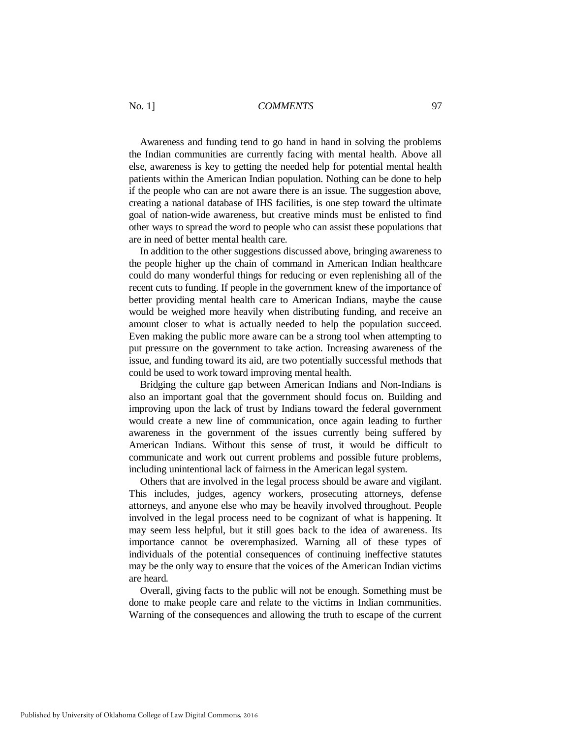Awareness and funding tend to go hand in hand in solving the problems the Indian communities are currently facing with mental health. Above all else, awareness is key to getting the needed help for potential mental health patients within the American Indian population. Nothing can be done to help if the people who can are not aware there is an issue. The suggestion above, creating a national database of IHS facilities, is one step toward the ultimate goal of nation-wide awareness, but creative minds must be enlisted to find other ways to spread the word to people who can assist these populations that are in need of better mental health care.

In addition to the other suggestions discussed above, bringing awareness to the people higher up the chain of command in American Indian healthcare could do many wonderful things for reducing or even replenishing all of the recent cuts to funding. If people in the government knew of the importance of better providing mental health care to American Indians, maybe the cause would be weighed more heavily when distributing funding, and receive an amount closer to what is actually needed to help the population succeed. Even making the public more aware can be a strong tool when attempting to put pressure on the government to take action. Increasing awareness of the issue, and funding toward its aid, are two potentially successful methods that could be used to work toward improving mental health.

Bridging the culture gap between American Indians and Non-Indians is also an important goal that the government should focus on. Building and improving upon the lack of trust by Indians toward the federal government would create a new line of communication, once again leading to further awareness in the government of the issues currently being suffered by American Indians. Without this sense of trust, it would be difficult to communicate and work out current problems and possible future problems, including unintentional lack of fairness in the American legal system.

Others that are involved in the legal process should be aware and vigilant. This includes, judges, agency workers, prosecuting attorneys, defense attorneys, and anyone else who may be heavily involved throughout. People involved in the legal process need to be cognizant of what is happening. It may seem less helpful, but it still goes back to the idea of awareness. Its importance cannot be overemphasized. Warning all of these types of individuals of the potential consequences of continuing ineffective statutes may be the only way to ensure that the voices of the American Indian victims are heard.

Overall, giving facts to the public will not be enough. Something must be done to make people care and relate to the victims in Indian communities. Warning of the consequences and allowing the truth to escape of the current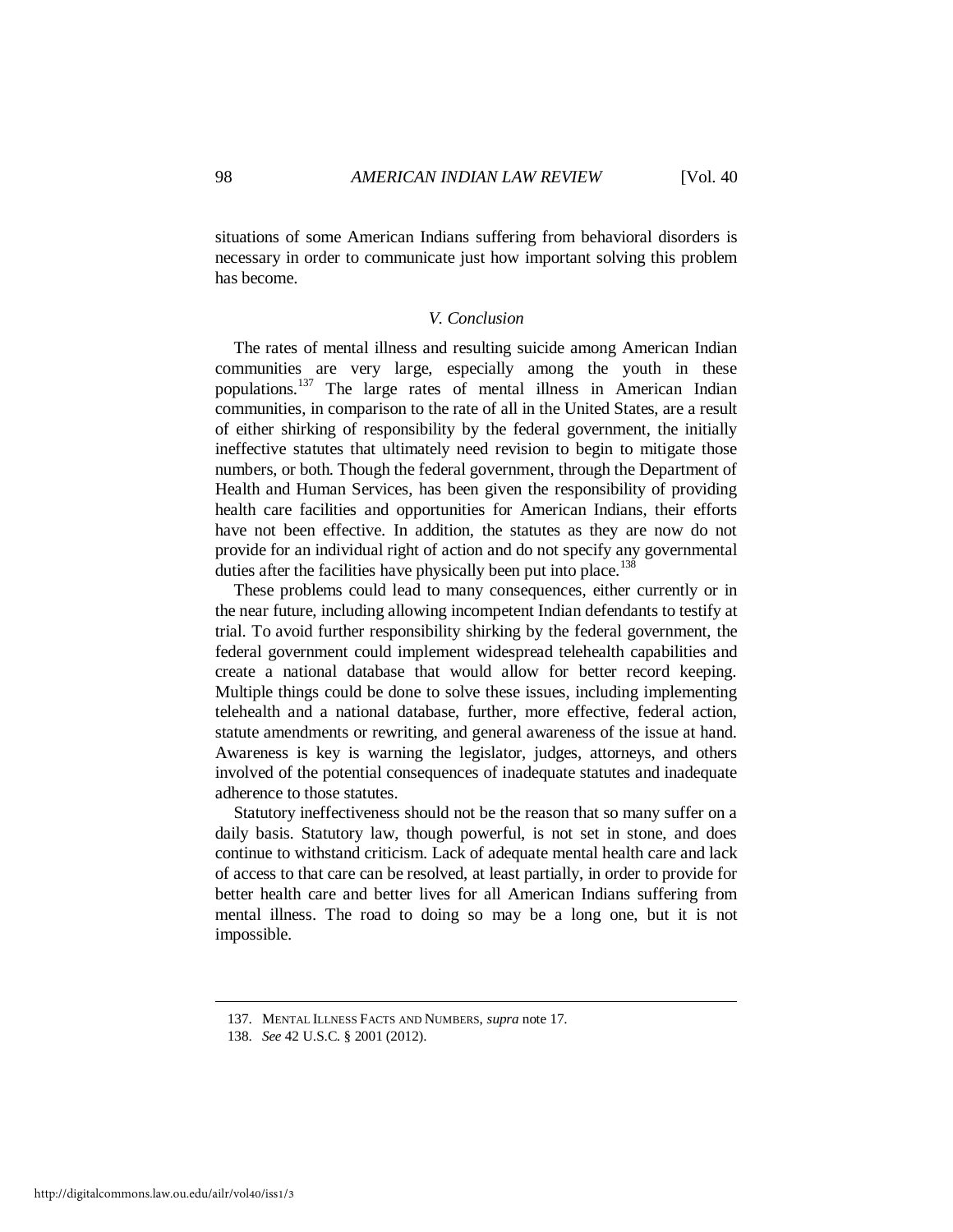situations of some American Indians suffering from behavioral disorders is necessary in order to communicate just how important solving this problem has become.

### *V. Conclusion*

The rates of mental illness and resulting suicide among American Indian communities are very large, especially among the youth in these populations.[137] The large rates of mental illness in American Indian communities, in comparison to the rate of all in the United States, are a result of either shirking of responsibility by the federal government, the initially ineffective statutes that ultimately need revision to begin to mitigate those numbers, or both. Though the federal government, through the Department of Health and Human Services, has been given the responsibility of providing health care facilities and opportunities for American Indians, their efforts have not been effective. In addition, the statutes as they are now do not provide for an individual right of action and do not specify any governmental duties after the facilities have physically been put into place.[138]

These problems could lead to many consequences, either currently or in the near future, including allowing incompetent Indian defendants to testify at trial. To avoid further responsibility shirking by the federal government, the federal government could implement widespread telehealth capabilities and create a national database that would allow for better record keeping. Multiple things could be done to solve these issues, including implementing telehealth and a national database, further, more effective, federal action, statute amendments or rewriting, and general awareness of the issue at hand. Awareness is key is warning the legislator, judges, attorneys, and others involved of the potential consequences of inadequate statutes and inadequate adherence to those statutes.

Statutory ineffectiveness should not be the reason that so many suffer on a daily basis. Statutory law, though powerful, is not set in stone, and does continue to withstand criticism. Lack of adequate mental health care and lack of access to that care can be resolved, at least partially, in order to provide for better health care and better lives for all American Indians suffering from mental illness. The road to doing so may be a long one, but it is not impossible.

---

137. MENTAL ILLNESS FACTS AND NUMBERS, *supra* note 17.

138. *See* 42 U.S.C. § 2001 (2012).